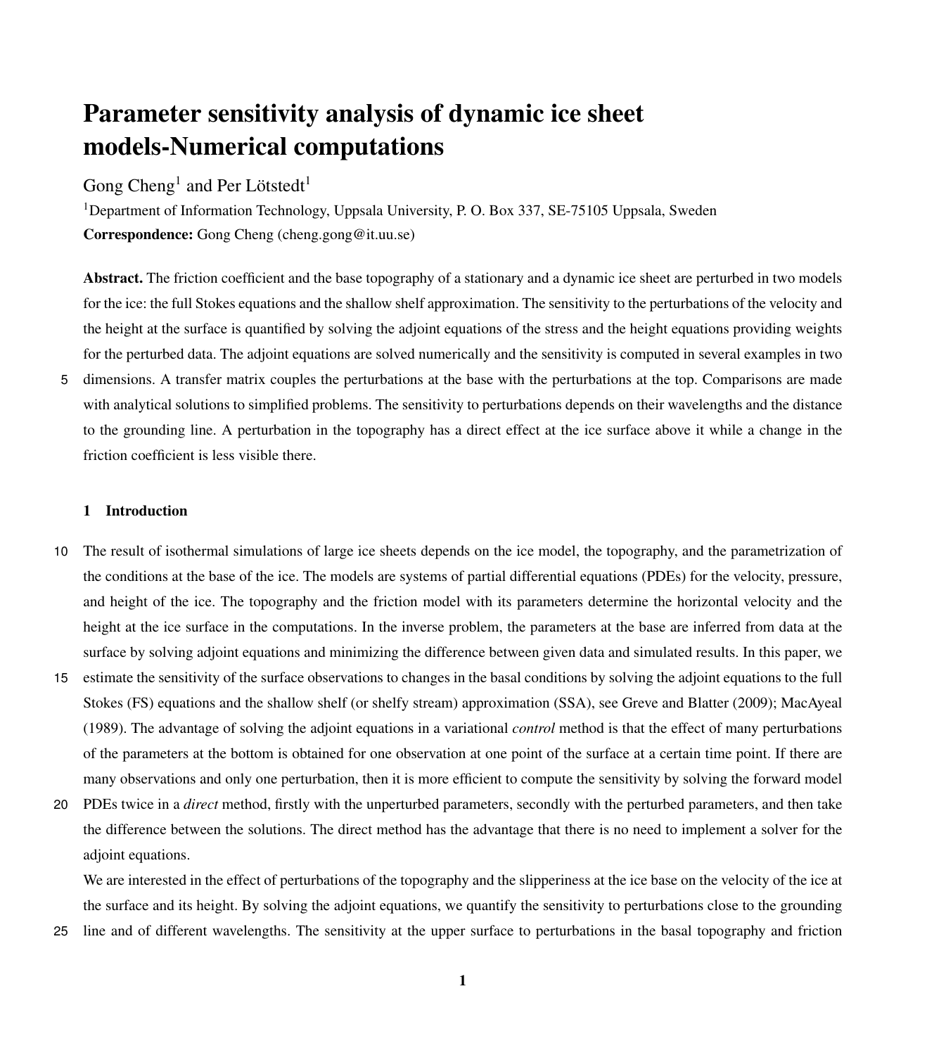# Parameter sensitivity analysis of dynamic ice sheet models-Numerical computations

Gong Cheng[1] and Per Lötstedt[1]

[1]Department of Information Technology, Uppsala University, P. O. Box 337, SE-75105 Uppsala, Sweden

**Correspondence:** Gong Cheng (cheng.gong@it.uu.se)

**Abstract.** The friction coefficient and the base topography of a stationary and a dynamic ice sheet are perturbed in two models for the ice: the full Stokes equations and the shallow shelf approximation. The sensitivity to the perturbations of the velocity and the height at the surface is quantified by solving the adjoint equations of the stress and the height equations providing weights for the perturbed data. The adjoint equations are solved numerically and the sensitivity is computed in several examples in two dimensions. A transfer matrix couples the perturbations at the base with the perturbations at the top. Comparisons are made with analytical solutions to simplified problems. The sensitivity to perturbations depends on their wavelengths and the distance to the grounding line. A perturbation in the topography has a direct effect at the ice surface above it while a change in the friction coefficient is less visible there.

## 1 Introduction

The result of isothermal simulations of large ice sheets depends on the ice model, the topography, and the parametrization of the conditions at the base of the ice. The models are systems of partial differential equations (PDEs) for the velocity, pressure, and height of the ice. The topography and the friction model with its parameters determine the horizontal velocity and the height at the ice surface in the computations. In the inverse problem, the parameters at the base are inferred from data at the surface by solving adjoint equations and minimizing the difference between given data and simulated results. In this paper, we estimate the sensitivity of the surface observations to changes in the basal conditions by solving the adjoint equations to the full Stokes (FS) equations and the shallow shelf (or shelfy stream) approximation (SSA), see Greve and Blatter (2009); MacAyeal (1989). The advantage of solving the adjoint equations in a variational *control* method is that the effect of many perturbations of the parameters at the bottom is obtained for one observation at one point of the surface at a certain time point. If there are many observations and only one perturbation, then it is more efficient to compute the sensitivity by solving the forward model PDEs twice in a *direct* method, firstly with the unperturbed parameters, secondly with the perturbed parameters, and then take the difference between the solutions. The direct method has the advantage that there is no need to implement a solver for the adjoint equations.

We are interested in the effect of perturbations of the topography and the slipperiness at the ice base on the velocity of the ice at the surface and its height. By solving the adjoint equations, we quantify the sensitivity to perturbations close to the grounding line and of different wavelengths. The sensitivity at the upper surface to perturbations in the basal topography and friction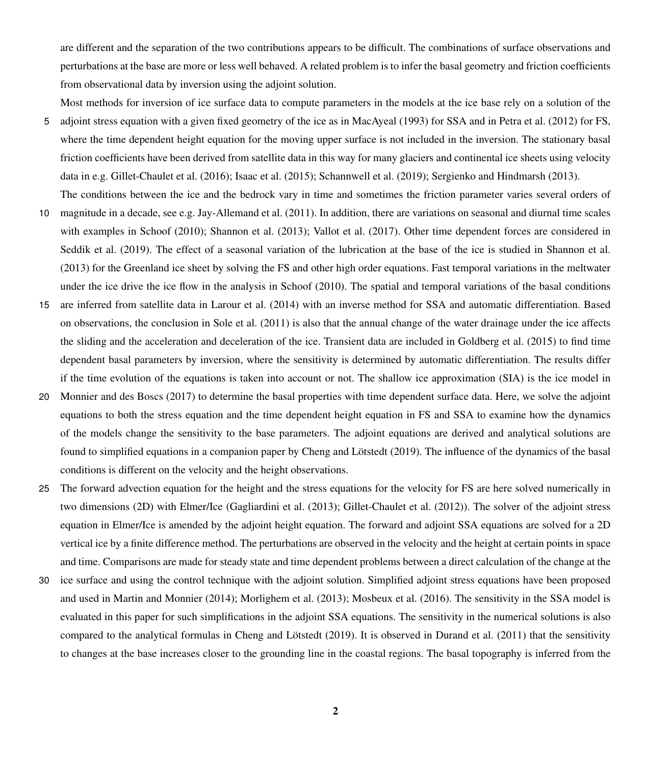are different and the separation of the two contributions appears to be difficult. The combinations of surface observations and perturbations at the base are more or less well behaved. A related problem is to infer the basal geometry and friction coefficients from observational data by inversion using the adjoint solution.

Most methods for inversion of ice surface data to compute parameters in the models at the ice base rely on a solution of the adjoint stress equation with a given fixed geometry of the ice as in MacAyeal (1993) for SSA and in Petra et al. (2012) for FS, where the time dependent height equation for the moving upper surface is not included in the inversion. The stationary basal friction coefficients have been derived from satellite data in this way for many glaciers and continental ice sheets using velocity data in e.g. Gillet-Chaulet et al. (2016); Isaac et al. (2015); Schannwell et al. (2019); Sergienko and Hindmarsh (2013).

The conditions between the ice and the bedrock vary in time and sometimes the friction parameter varies several orders of magnitude in a decade, see e.g. Jay-Allemand et al. (2011). In addition, there are variations on seasonal and diurnal time scales with examples in Schoof (2010); Shannon et al. (2013); Vallot et al. (2017). Other time dependent forces are considered in Seddik et al. (2019). The effect of a seasonal variation of the lubrication at the base of the ice is studied in Shannon et al. (2013) for the Greenland ice sheet by solving the FS and other high order equations. Fast temporal variations in the meltwater under the ice drive the ice flow in the analysis in Schoof (2010). The spatial and temporal variations of the basal conditions are inferred from satellite data in Larour et al. (2014) with an inverse method for SSA and automatic differentiation. Based on observations, the conclusion in Sole et al. (2011) is also that the annual change of the water drainage under the ice affects the sliding and the acceleration and deceleration of the ice. Transient data are included in Goldberg et al. (2015) to find time dependent basal parameters by inversion, where the sensitivity is determined by automatic differentiation. The results differ if the time evolution of the equations is taken into account or not. The shallow ice approximation (SIA) is the ice model in Monnier and des Boscs (2017) to determine the basal properties with time dependent surface data. Here, we solve the adjoint equations to both the stress equation and the time dependent height equation in FS and SSA to examine how the dynamics of the models change the sensitivity to the base parameters. The adjoint equations are derived and analytical solutions are found to simplified equations in a companion paper by Cheng and Lötstedt (2019). The influence of the dynamics of the basal conditions is different on the velocity and the height observations.

The forward advection equation for the height and the stress equations for the velocity for FS are here solved numerically in two dimensions (2D) with Elmer/Ice (Gagliardini et al. (2013); Gillet-Chaulet et al. (2012)). The solver of the adjoint stress equation in Elmer/Ice is amended by the adjoint height equation. The forward and adjoint SSA equations are solved for a 2D vertical ice by a finite difference method. The perturbations are observed in the velocity and the height at certain points in space and time. Comparisons are made for steady state and time dependent problems between a direct calculation of the change at the ice surface and using the control technique with the adjoint solution. Simplified adjoint stress equations have been proposed and used in Martin and Monnier (2014); Morlighem et al. (2013); Mosbeux et al. (2016). The sensitivity in the SSA model is evaluated in this paper for such simplifications in the adjoint SSA equations. The sensitivity in the numerical solutions is also compared to the analytical formulas in Cheng and Lötstedt (2019). It is observed in Durand et al. (2011) that the sensitivity to changes at the base increases closer to the grounding line in the coastal regions. The basal topography is inferred from the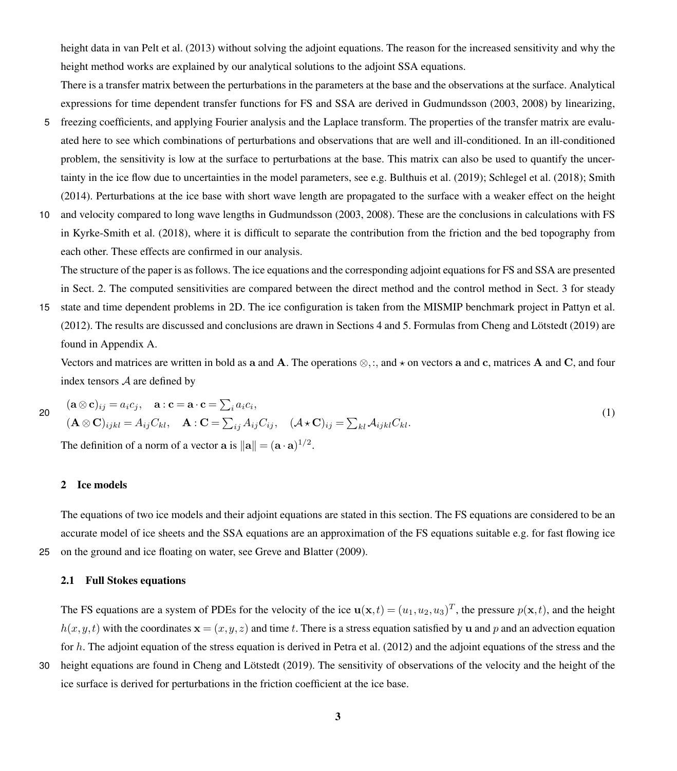height data in van Pelt et al. (2013) without solving the adjoint equations. The reason for the increased sensitivity and why the height method works are explained by our analytical solutions to the adjoint SSA equations.

There is a transfer matrix between the perturbations in the parameters at the base and the observations at the surface. Analytical expressions for time dependent transfer functions for FS and SSA are derived in Gudmundsson (2003, 2008) by linearizing, freezing coefficients, and applying Fourier analysis and the Laplace transform. The properties of the transfer matrix are evaluated here to see which combinations of perturbations and observations that are well and ill-conditioned. In an ill-conditioned problem, the sensitivity is low at the surface to perturbations at the base. This matrix can also be used to quantify the uncertainty in the ice flow due to uncertainties in the model parameters, see e.g. Bulthuis et al. (2019); Schlegel et al. (2018); Smith (2014). Perturbations at the ice base with short wave length are propagated to the surface with a weaker effect on the height and velocity compared to long wave lengths in Gudmundsson (2003, 2008). These are the conclusions in calculations with FS in Kyrke-Smith et al. (2018), where it is difficult to separate the contribution from the friction and the bed topography from each other. These effects are confirmed in our analysis.

The structure of the paper is as follows. The ice equations and the corresponding adjoint equations for FS and SSA are presented in Sect. 2. The computed sensitivities are compared between the direct method and the control method in Sect. 3 for steady state and time dependent problems in 2D. The ice configuration is taken from the MISMIP benchmark project in Pattyn et al. (2012). The results are discussed and conclusions are drawn in Sections 4 and 5. Formulas from Cheng and Lötstedt (2019) are found in Appendix A.

Vectors and matrices are written in bold as $\mathbf{a}$ and $\mathbf{A}$. The operations $\otimes, :,$ and $\star$ on vectors $\mathbf{a}$ and $\mathbf{c}$, matrices $\mathbf{A}$ and $\mathbf{C}$, and four index tensors $\mathcal{A}$ are defined by

$$
\begin{aligned}
&(\mathbf{a}\otimes\mathbf{c})_{ij} = a_i c_j, \quad \mathbf{a}:\mathbf{c} = \mathbf{a}\cdot\mathbf{c} = \textstyle\sum_i a_i c_i,\\
&(\mathbf{A}\otimes\mathbf{C})_{ijkl} = A_{ij}C_{kl}, \quad \mathbf{A}:\mathbf{C} = \textstyle\sum_{ij} A_{ij}C_{ij}, \quad (\mathcal{A}\star\mathbf{C})_{ij} = \textstyle\sum_{kl}\mathcal{A}_{ijkl}C_{kl}.
\end{aligned}
\tag{1}
$$

The definition of a norm of a vector $\mathbf{a}$ is $\|\mathbf{a}\| = (\mathbf{a}\cdot\mathbf{a})^{1/2}$.

## 2 Ice models

The equations of two ice models and their adjoint equations are stated in this section. The FS equations are considered to be an accurate model of ice sheets and the SSA equations are an approximation of the FS equations suitable e.g. for fast flowing ice on the ground and ice floating on water, see Greve and Blatter (2009).

### 2.1 Full Stokes equations

The FS equations are a system of PDEs for the velocity of the ice $\mathbf{u}(\mathbf{x},t) = (u_1,u_2,u_3)^T$, the pressure $p(\mathbf{x},t)$, and the height $h(x,y,t)$ with the coordinates $\mathbf{x} = (x,y,z)$ and time $t$. There is a stress equation satisfied by $\mathbf{u}$ and $p$ and an advection equation for $h$. The adjoint equation of the stress equation is derived in Petra et al. (2012) and the adjoint equations of the stress and the height equations are found in Cheng and Lötstedt (2019). The sensitivity of observations of the velocity and the height of the ice surface is derived for perturbations in the friction coefficient at the ice base.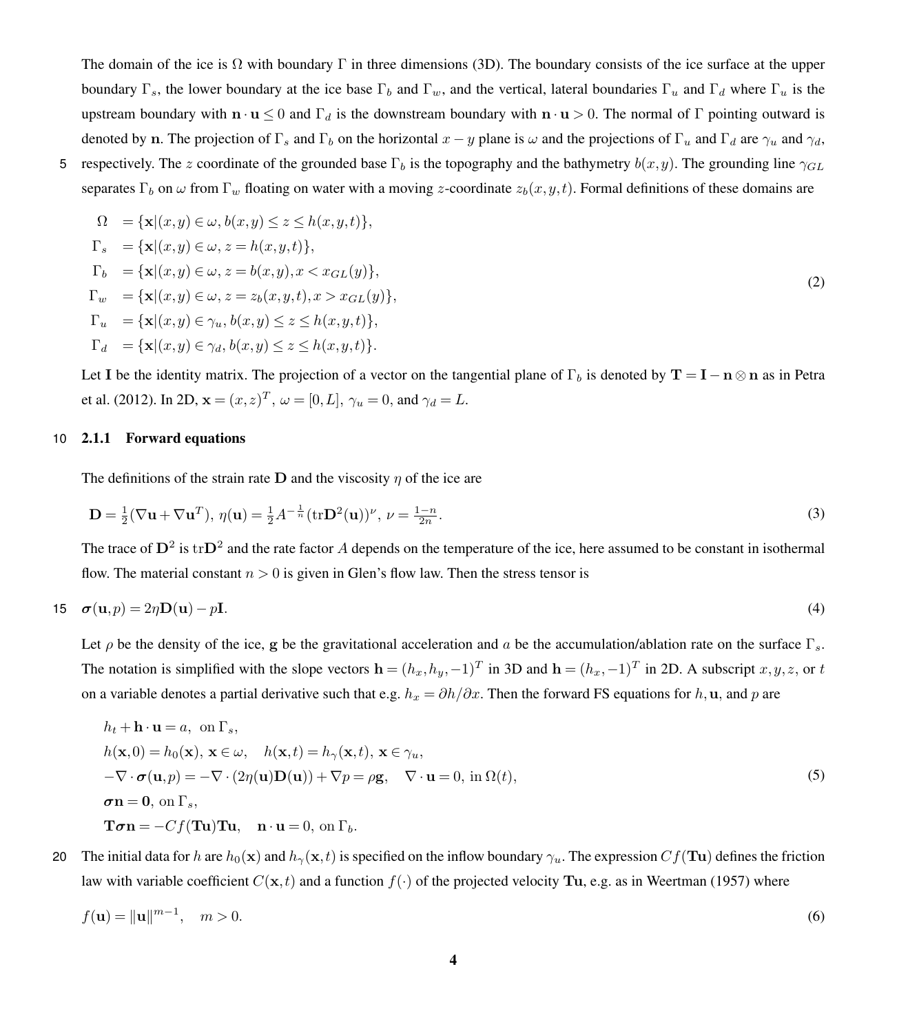The domain of the ice is $\Omega$ with boundary $\Gamma$ in three dimensions (3D). The boundary consists of the ice surface at the upper boundary $\Gamma_s$, the lower boundary at the ice base $\Gamma_b$ and $\Gamma_w$, and the vertical, lateral boundaries $\Gamma_u$ and $\Gamma_d$ where $\Gamma_u$ is the upstream boundary with $\mathbf{n}\cdot\mathbf{u} \le 0$ and $\Gamma_d$ is the downstream boundary with $\mathbf{n}\cdot\mathbf{u} > 0$. The normal of $\Gamma$ pointing outward is denoted by $\mathbf{n}$. The projection of $\Gamma_s$ and $\Gamma_b$ on the horizontal $x-y$ plane is $\omega$ and the projections of $\Gamma_u$ and $\Gamma_d$ are $\gamma_u$ and $\gamma_d$, respectively. The $z$ coordinate of the grounded base $\Gamma_b$ is the topography and the bathymetry $b(x,y)$. The grounding line $\gamma_{GL}$ separates $\Gamma_b$ on $\omega$ from $\Gamma_w$ floating on water with a moving $z$-coordinate $z_b(x,y,t)$. Formal definitions of these domains are

$$
\begin{aligned}
\Omega \quad &= \{\mathbf{x}|(x,y)\in\omega, b(x,y)\le z\le h(x,y,t)\},\\
\Gamma_s \quad &= \{\mathbf{x}|(x,y)\in\omega, z = h(x,y,t)\},\\
\Gamma_b \quad &= \{\mathbf{x}|(x,y)\in\omega, z = b(x,y), x < x_{GL}(y)\},\\
\Gamma_w \quad &= \{\mathbf{x}|(x,y)\in\omega, z = z_b(x,y,t), x > x_{GL}(y)\},\\
\Gamma_u \quad &= \{\mathbf{x}|(x,y)\in\gamma_u, b(x,y)\le z\le h(x,y,t)\},\\
\Gamma_d \quad &= \{\mathbf{x}|(x,y)\in\gamma_d, b(x,y)\le z\le h(x,y,t)\}.
\end{aligned}
\tag{2}
$$

Let $\mathbf{I}$ be the identity matrix. The projection of a vector on the tangential plane of $\Gamma_b$ is denoted by $\mathbf{T} = \mathbf{I} - \mathbf{n}\otimes\mathbf{n}$ as in Petra et al. (2012). In 2D, $\mathbf{x} = (x,z)^T$, $\omega = [0,L]$, $\gamma_u = 0$, and $\gamma_d = L$.

### 2.1.1 Forward equations

The definitions of the strain rate $\mathbf{D}$ and the viscosity $\eta$ of the ice are

$$
\mathbf{D} = \tfrac{1}{2}(\nabla\mathbf{u} + \nabla\mathbf{u}^T),\ \eta(\mathbf{u}) = \tfrac{1}{2}A^{-\frac{1}{n}}(\mathrm{tr}\mathbf{D}^2(\mathbf{u}))^{\nu},\ \nu = \tfrac{1-n}{2n}.
\tag{3}
$$

The trace of $\mathbf{D}^2$ is $\mathrm{tr}\mathbf{D}^2$ and the rate factor $A$ depends on the temperature of the ice, here assumed to be constant in isothermal flow. The material constant $n > 0$ is given in Glen's flow law. Then the stress tensor is

$$
\boldsymbol{\sigma}(\mathbf{u},p) = 2\eta\mathbf{D}(\mathbf{u}) - p\mathbf{I}.
\tag{4}
$$

Let $\rho$ be the density of the ice, $\mathbf{g}$ be the gravitational acceleration and $a$ be the accumulation/ablation rate on the surface $\Gamma_s$. The notation is simplified with the slope vectors $\mathbf{h} = (h_x, h_y, -1)^T$ in 3D and $\mathbf{h} = (h_x, -1)^T$ in 2D. A subscript $x, y, z$, or $t$ on a variable denotes a partial derivative such that e.g. $h_x = \partial h/\partial x$. Then the forward FS equations for $h, \mathbf{u}$, and $p$ are

$$
\begin{aligned}
&h_t + \mathbf{h}\cdot\mathbf{u} = a,\ \text{ on } \Gamma_s,\\
&h(\mathbf{x},0) = h_0(\mathbf{x}),\ \mathbf{x}\in\omega, \quad h(\mathbf{x},t) = h_\gamma(\mathbf{x},t),\ \mathbf{x}\in\gamma_u,\\
&-\nabla\cdot\boldsymbol{\sigma}(\mathbf{u},p) = -\nabla\cdot(2\eta(\mathbf{u})\mathbf{D}(\mathbf{u})) + \nabla p = \rho\mathbf{g}, \quad \nabla\cdot\mathbf{u} = 0,\ \text{in } \Omega(t),\\
&\boldsymbol{\sigma}\mathbf{n} = \mathbf{0},\ \text{on } \Gamma_s,\\
&\mathbf{T}\boldsymbol{\sigma}\mathbf{n} = -Cf(\mathbf{T}\mathbf{u})\mathbf{T}\mathbf{u}, \quad \mathbf{n}\cdot\mathbf{u} = 0,\ \text{on } \Gamma_b.
\end{aligned}
\tag{5}
$$

The initial data for $h$ are $h_0(\mathbf{x})$ and $h_\gamma(\mathbf{x},t)$ is specified on the inflow boundary $\gamma_u$. The expression $Cf(\mathbf{T}\mathbf{u})$ defines the friction law with variable coefficient $C(\mathbf{x},t)$ and a function $f(\cdot)$ of the projected velocity $\mathbf{T}\mathbf{u}$, e.g. as in Weertman (1957) where

$$
f(\mathbf{u}) = \|\mathbf{u}\|^{m-1}, \quad m > 0.
\tag{6}
$$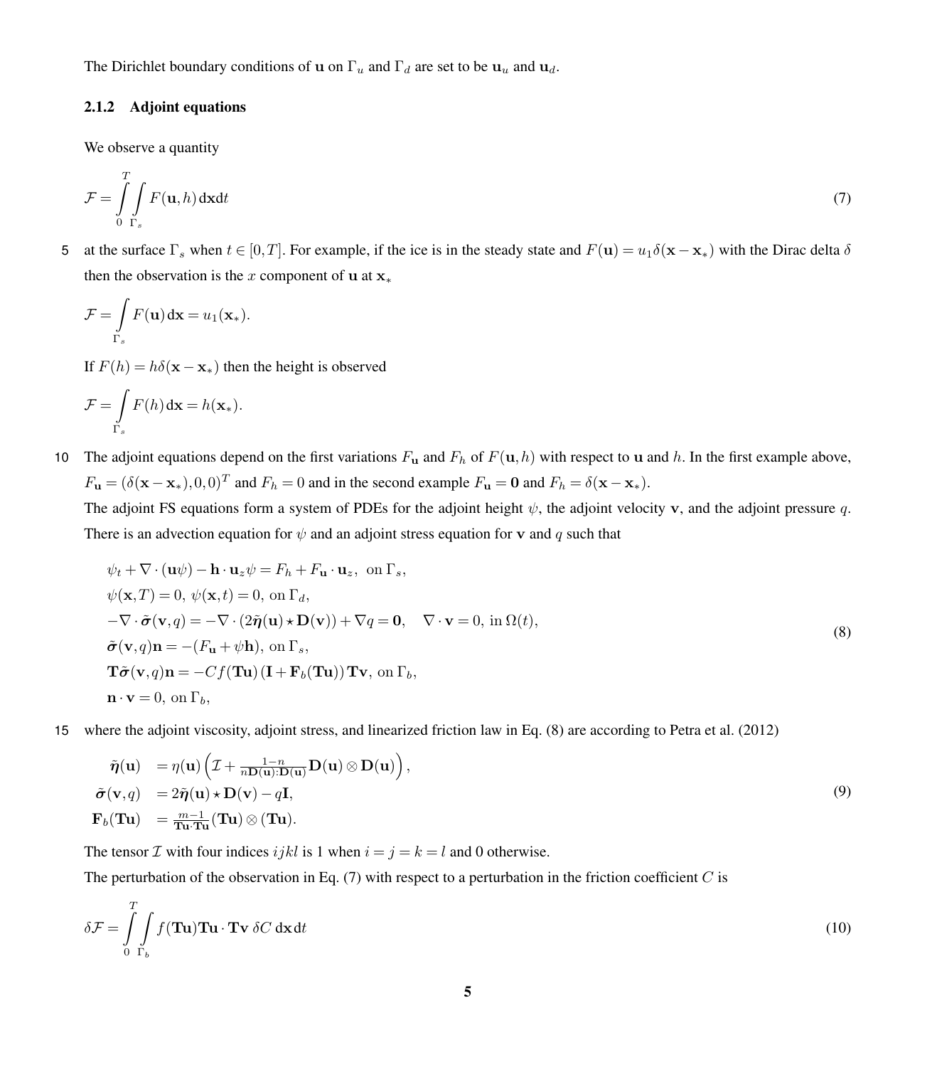The Dirichlet boundary conditions of $\mathbf{u}$ on $\Gamma_u$ and $\Gamma_d$ are set to be $\mathbf{u}_u$ and $\mathbf{u}_d$.

### 2.1.2 Adjoint equations

We observe a quantity

$$\mathcal{F} = \int_0^T \int_{\Gamma_s} F(\mathbf{u}, h)\, \mathrm{d}\mathbf{x}\mathrm{d}t \tag{7}$$

at the surface $\Gamma_s$ when $t \in [0,T]$. For example, if the ice is in the steady state and $F(\mathbf{u}) = u_1 \delta(\mathbf{x} - \mathbf{x}_*)$ with the Dirac delta $\delta$ then the observation is the $x$ component of $\mathbf{u}$ at $\mathbf{x}_*$

$$\mathcal{F} = \int_{\Gamma_s} F(\mathbf{u})\, \mathrm{d}\mathbf{x} = u_1(\mathbf{x}_*).$$

If $F(h) = h\delta(\mathbf{x} - \mathbf{x}_*)$ then the height is observed

$$\mathcal{F} = \int_{\Gamma_s} F(h)\, \mathrm{d}\mathbf{x} = h(\mathbf{x}_*).$$

The adjoint equations depend on the first variations $F_{\mathbf{u}}$ and $F_h$ of $F(\mathbf{u}, h)$ with respect to $\mathbf{u}$ and $h$. In the first example above, $F_{\mathbf{u}} = (\delta(\mathbf{x} - \mathbf{x}_*), 0, 0)^T$ and $F_h = 0$ and in the second example $F_{\mathbf{u}} = \mathbf{0}$ and $F_h = \delta(\mathbf{x} - \mathbf{x}_*)$.

The adjoint FS equations form a system of PDEs for the adjoint height $\psi$, the adjoint velocity $\mathbf{v}$, and the adjoint pressure $q$. There is an advection equation for $\psi$ and an adjoint stress equation for $\mathbf{v}$ and $q$ such that

$$\begin{aligned}
&\psi_t + \nabla \cdot (\mathbf{u}\psi) - \mathbf{h} \cdot \mathbf{u}_z \psi = F_h + F_{\mathbf{u}} \cdot \mathbf{u}_z, \ \text{ on } \Gamma_s, \\
&\psi(\mathbf{x}, T) = 0, \ \psi(\mathbf{x}, t) = 0, \text{ on } \Gamma_d, \\
&-\nabla \cdot \tilde{\boldsymbol{\sigma}}(\mathbf{v}, q) = -\nabla \cdot (2\tilde{\boldsymbol{\eta}}(\mathbf{u}) \star \mathbf{D}(\mathbf{v})) + \nabla q = \mathbf{0}, \quad \nabla \cdot \mathbf{v} = 0, \text{ in } \Omega(t), \\
&\tilde{\boldsymbol{\sigma}}(\mathbf{v}, q)\mathbf{n} = -(F_{\mathbf{u}} + \psi \mathbf{h}), \text{ on } \Gamma_s, \\
&\mathbf{T}\tilde{\boldsymbol{\sigma}}(\mathbf{v}, q)\mathbf{n} = -Cf(\mathbf{T}\mathbf{u})\left(\mathbf{I} + \mathbf{F}_b(\mathbf{T}\mathbf{u})\right)\mathbf{T}\mathbf{v}, \text{ on } \Gamma_b, \\
&\mathbf{n} \cdot \mathbf{v} = 0, \text{ on } \Gamma_b,
\end{aligned} \tag{8}$$

where the adjoint viscosity, adjoint stress, and linearized friction law in Eq. (8) are according to Petra et al. (2012)

$$\begin{aligned}
\tilde{\boldsymbol{\eta}}(\mathbf{u}) &= \eta(\mathbf{u})\left(\mathcal{I} + \tfrac{1-n}{n\mathbf{D}(\mathbf{u}):\mathbf{D}(\mathbf{u})}\mathbf{D}(\mathbf{u}) \otimes \mathbf{D}(\mathbf{u})\right), \\
\tilde{\boldsymbol{\sigma}}(\mathbf{v}, q) &= 2\tilde{\boldsymbol{\eta}}(\mathbf{u}) \star \mathbf{D}(\mathbf{v}) - q\mathbf{I}, \\
\mathbf{F}_b(\mathbf{T}\mathbf{u}) &= \tfrac{m-1}{\mathbf{T}\mathbf{u} \cdot \mathbf{T}\mathbf{u}}(\mathbf{T}\mathbf{u}) \otimes (\mathbf{T}\mathbf{u}).
\end{aligned} \tag{9}$$

The tensor $\mathcal{I}$ with four indices $ijkl$ is 1 when $i = j = k = l$ and 0 otherwise.

The perturbation of the observation in Eq. (7) with respect to a perturbation in the friction coefficient $C$ is

$$\delta\mathcal{F} = \int_0^T \int_{\Gamma_b} f(\mathbf{T}\mathbf{u})\mathbf{T}\mathbf{u} \cdot \mathbf{T}\mathbf{v}\, \delta C\, \mathrm{d}\mathbf{x}\, \mathrm{d}t \tag{10}$$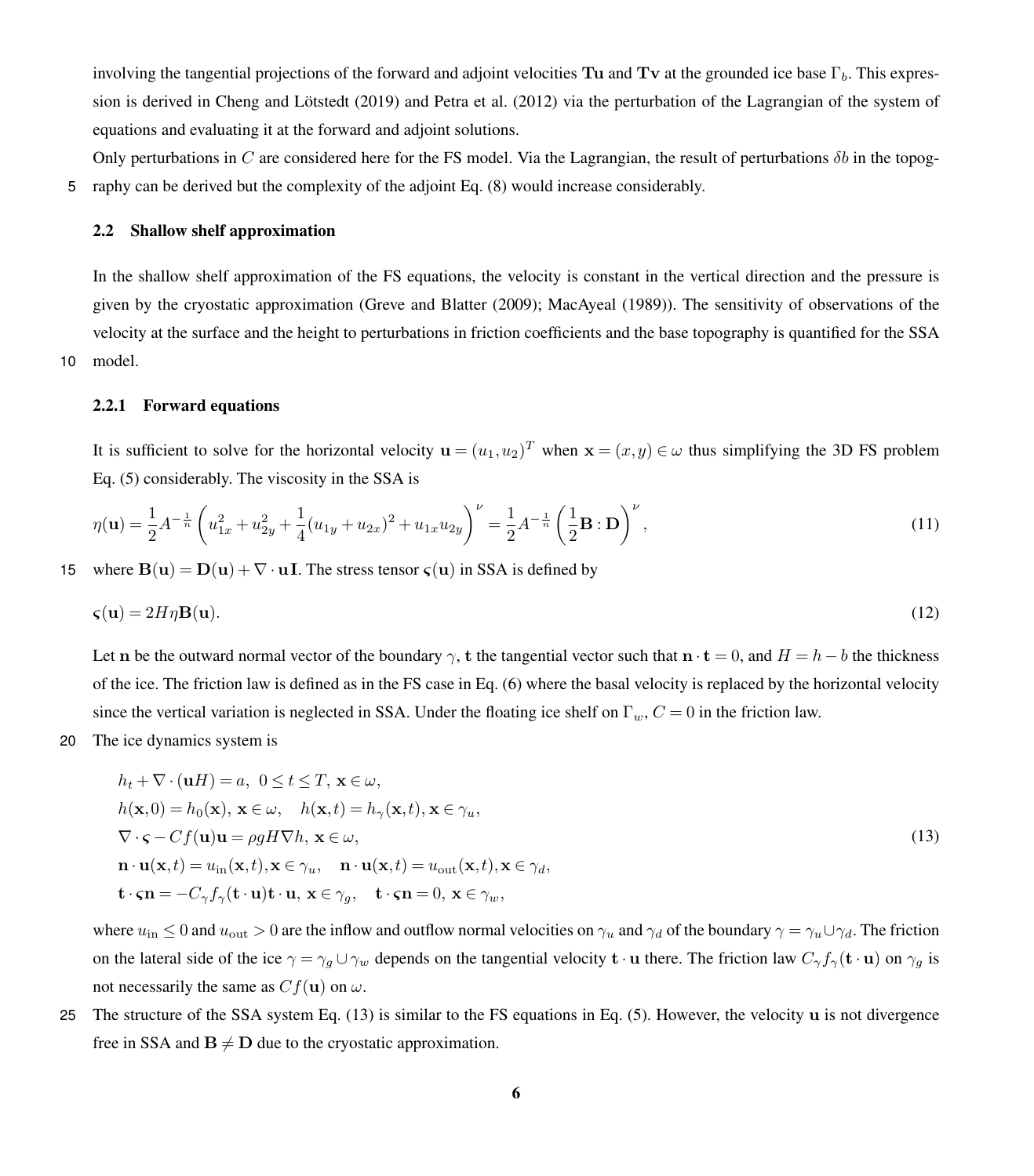involving the tangential projections of the forward and adjoint velocities $\mathbf{Tu}$ and $\mathbf{Tv}$ at the grounded ice base $\Gamma_b$. This expression is derived in Cheng and Lötstedt (2019) and Petra et al. (2012) via the perturbation of the Lagrangian of the system of equations and evaluating it at the forward and adjoint solutions.

Only perturbations in $C$ are considered here for the FS model. Via the Lagrangian, the result of perturbations $\delta b$ in the topography can be derived but the complexity of the adjoint Eq. (8) would increase considerably.

### 2.2 Shallow shelf approximation

In the shallow shelf approximation of the FS equations, the velocity is constant in the vertical direction and the pressure is given by the cryostatic approximation (Greve and Blatter (2009); MacAyeal (1989)). The sensitivity of observations of the velocity at the surface and the height to perturbations in friction coefficients and the base topography is quantified for the SSA model.

#### 2.2.1 Forward equations

It is sufficient to solve for the horizontal velocity $\mathbf{u} = (u_1, u_2)^T$ when $\mathbf{x} = (x,y) \in \omega$ thus simplifying the 3D FS problem Eq. (5) considerably. The viscosity in the SSA is

$$\eta(\mathbf{u}) = \frac{1}{2}A^{-\frac{1}{n}}\left(u_{1x}^2 + u_{2y}^2 + \frac{1}{4}(u_{1y}+u_{2x})^2 + u_{1x}u_{2y}\right)^{\nu} = \frac{1}{2}A^{-\frac{1}{n}}\left(\frac{1}{2}\mathbf{B}:\mathbf{D}\right)^{\nu}, \tag{11}$$

where $\mathbf{B}(\mathbf{u}) = \mathbf{D}(\mathbf{u}) + \nabla\cdot\mathbf{u}\mathbf{I}$. The stress tensor $\boldsymbol{\varsigma}(\mathbf{u})$ in SSA is defined by

$$\boldsymbol{\varsigma}(\mathbf{u}) = 2H\eta\mathbf{B}(\mathbf{u}). \tag{12}$$

Let $\mathbf{n}$ be the outward normal vector of the boundary $\gamma$, $\mathbf{t}$ the tangential vector such that $\mathbf{n}\cdot\mathbf{t} = 0$, and $H = h - b$ the thickness of the ice. The friction law is defined as in the FS case in Eq. (6) where the basal velocity is replaced by the horizontal velocity since the vertical variation is neglected in SSA. Under the floating ice shelf on $\Gamma_w$, $C = 0$ in the friction law.

The ice dynamics system is

$$\begin{aligned}
&h_t + \nabla\cdot(\mathbf{u}H) = a,\ 0 \le t \le T,\ \mathbf{x}\in\omega,\\
&h(\mathbf{x},0) = h_0(\mathbf{x}),\ \mathbf{x}\in\omega, \quad h(\mathbf{x},t) = h_\gamma(\mathbf{x},t),\ \mathbf{x}\in\gamma_u,\\
&\nabla\cdot\boldsymbol{\varsigma} - Cf(\mathbf{u})\mathbf{u} = \rho g H\nabla h,\ \mathbf{x}\in\omega,\\
&\mathbf{n}\cdot\mathbf{u}(\mathbf{x},t) = u_{\rm in}(\mathbf{x},t), \mathbf{x}\in\gamma_u, \quad \mathbf{n}\cdot\mathbf{u}(\mathbf{x},t) = u_{\rm out}(\mathbf{x},t), \mathbf{x}\in\gamma_d,\\
&\mathbf{t}\cdot\boldsymbol{\varsigma}\mathbf{n} = -C_\gamma f_\gamma(\mathbf{t}\cdot\mathbf{u})\mathbf{t}\cdot\mathbf{u},\ \mathbf{x}\in\gamma_g, \quad \mathbf{t}\cdot\boldsymbol{\varsigma}\mathbf{n} = 0,\ \mathbf{x}\in\gamma_w,
\end{aligned} \tag{13}$$

where $u_{\rm in} \le 0$ and $u_{\rm out} > 0$ are the inflow and outflow normal velocities on $\gamma_u$ and $\gamma_d$ of the boundary $\gamma = \gamma_u \cup \gamma_d$. The friction on the lateral side of the ice $\gamma = \gamma_g \cup \gamma_w$ depends on the tangential velocity $\mathbf{t}\cdot\mathbf{u}$ there. The friction law $C_\gamma f_\gamma(\mathbf{t}\cdot\mathbf{u})$ on $\gamma_g$ is not necessarily the same as $Cf(\mathbf{u})$ on $\omega$.

The structure of the SSA system Eq. (13) is similar to the FS equations in Eq. (5). However, the velocity $\mathbf{u}$ is not divergence free in SSA and $\mathbf{B} \ne \mathbf{D}$ due to the cryostatic approximation.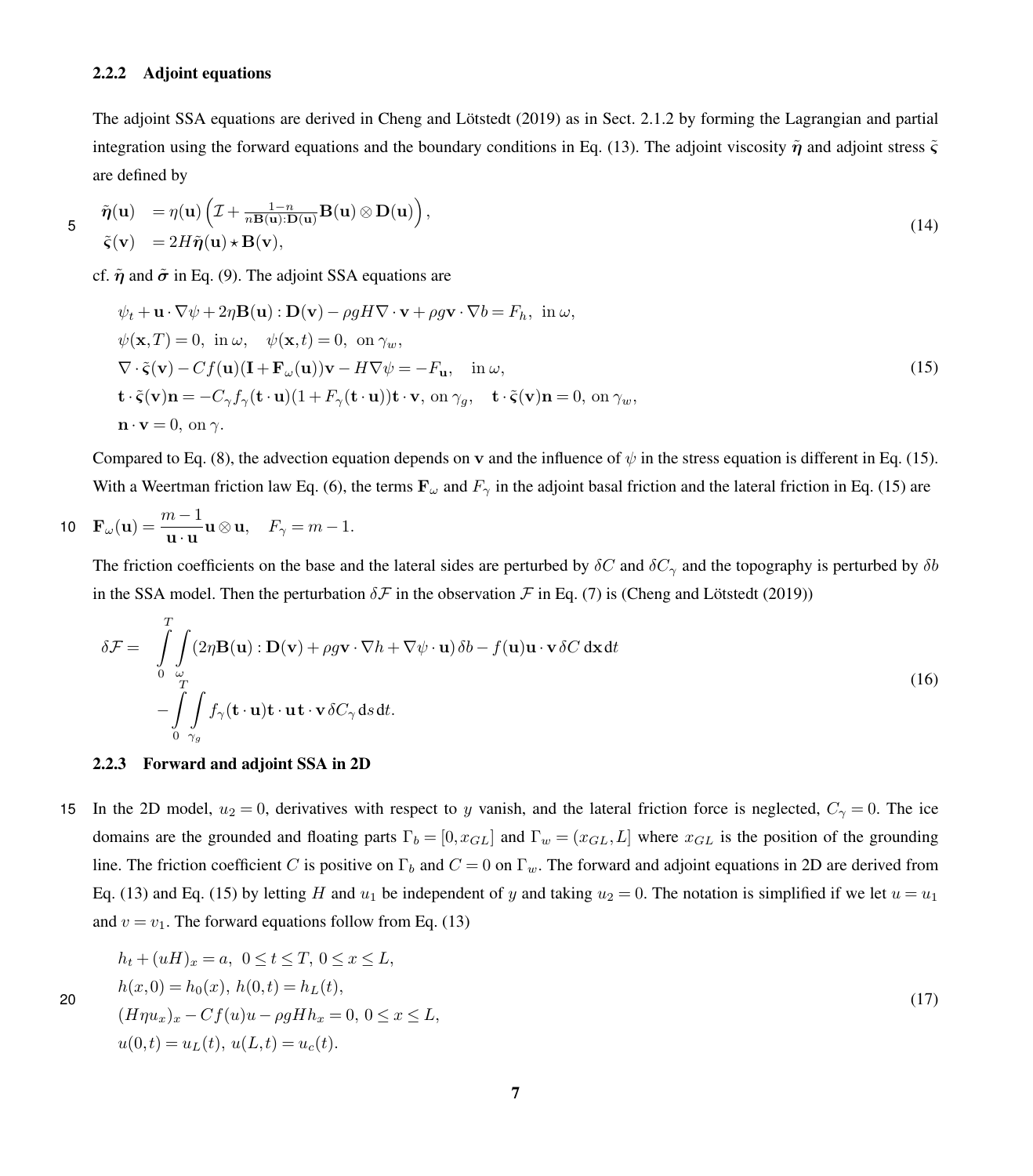### 2.2.2 Adjoint equations

The adjoint SSA equations are derived in Cheng and Lötstedt (2019) as in Sect. 2.1.2 by forming the Lagrangian and partial integration using the forward equations and the boundary conditions in Eq. (13). The adjoint viscosity $\tilde{\boldsymbol{\eta}}$ and adjoint stress $\tilde{\boldsymbol{\varsigma}}$ are defined by

$$
\begin{aligned}
\tilde{\boldsymbol{\eta}}(\mathbf{u}) &= \eta(\mathbf{u})\left(\mathcal{I} + \tfrac{1-n}{n\mathbf{B}(\mathbf{u}):\mathbf{D}(\mathbf{u})}\mathbf{B}(\mathbf{u})\otimes\mathbf{D}(\mathbf{u})\right),\\
\tilde{\boldsymbol{\varsigma}}(\mathbf{v}) &= 2H\tilde{\boldsymbol{\eta}}(\mathbf{u})\star\mathbf{B}(\mathbf{v}),
\end{aligned}
\tag{14}
$$

cf. $\tilde{\boldsymbol{\eta}}$ and $\tilde{\boldsymbol{\sigma}}$ in Eq. (9). The adjoint SSA equations are

$$
\begin{aligned}
&\psi_t + \mathbf{u}\cdot\nabla\psi + 2\eta\mathbf{B}(\mathbf{u}):\mathbf{D}(\mathbf{v}) - \rho g H\nabla\cdot\mathbf{v} + \rho g\mathbf{v}\cdot\nabla b = F_h,\ \text{ in }\omega,\\
&\psi(\mathbf{x},T) = 0,\ \text{ in }\omega,\quad \psi(\mathbf{x},t) = 0,\ \text{ on }\gamma_w,\\
&\nabla\cdot\tilde{\boldsymbol{\varsigma}}(\mathbf{v}) - Cf(\mathbf{u})(\mathbf{I}+\mathbf{F}_\omega(\mathbf{u}))\mathbf{v} - H\nabla\psi = -F_{\mathbf{u}},\quad \text{in }\omega,\\
&\mathbf{t}\cdot\tilde{\boldsymbol{\varsigma}}(\mathbf{v})\mathbf{n} = -C_\gamma f_\gamma(\mathbf{t}\cdot\mathbf{u})(1+F_\gamma(\mathbf{t}\cdot\mathbf{u}))\mathbf{t}\cdot\mathbf{v},\ \text{on }\gamma_g,\quad \mathbf{t}\cdot\tilde{\boldsymbol{\varsigma}}(\mathbf{v})\mathbf{n} = 0,\ \text{on }\gamma_w,\\
&\mathbf{n}\cdot\mathbf{v} = 0,\ \text{on }\gamma.
\end{aligned}
\tag{15}
$$

Compared to Eq. (8), the advection equation depends on $\mathbf{v}$ and the influence of $\psi$ in the stress equation is different in Eq. (15). With a Weertman friction law Eq. (6), the terms $\mathbf{F}_\omega$ and $F_\gamma$ in the adjoint basal friction and the lateral friction in Eq. (15) are

$$
\mathbf{F}_\omega(\mathbf{u}) = \frac{m-1}{\mathbf{u}\cdot\mathbf{u}}\mathbf{u}\otimes\mathbf{u},\quad F_\gamma = m-1.
$$

The friction coefficients on the base and the lateral sides are perturbed by $\delta C$ and $\delta C_\gamma$ and the topography is perturbed by $\delta b$ in the SSA model. Then the perturbation $\delta\mathcal{F}$ in the observation $\mathcal{F}$ in Eq. (7) is (Cheng and Lötstedt (2019))

$$
\begin{aligned}
\delta\mathcal{F} = &\int_0^T\int_\omega (2\eta\mathbf{B}(\mathbf{u}):\mathbf{D}(\mathbf{v}) + \rho g\mathbf{v}\cdot\nabla h + \nabla\psi\cdot\mathbf{u})\,\delta b - f(\mathbf{u})\mathbf{u}\cdot\mathbf{v}\,\delta C\,\mathrm{d}\mathbf{x}\,\mathrm{d}t\\
&-\int_0^T\int_{\gamma_g} f_\gamma(\mathbf{t}\cdot\mathbf{u})\mathbf{t}\cdot\mathbf{u}\,\mathbf{t}\cdot\mathbf{v}\,\delta C_\gamma\,\mathrm{d}s\,\mathrm{d}t.
\end{aligned}
\tag{16}
$$

### 2.2.3 Forward and adjoint SSA in 2D

In the 2D model, $u_2 = 0$, derivatives with respect to $y$ vanish, and the lateral friction force is neglected, $C_\gamma = 0$. The ice domains are the grounded and floating parts $\Gamma_b = [0, x_{GL}]$ and $\Gamma_w = (x_{GL}, L]$ where $x_{GL}$ is the position of the grounding line. The friction coefficient $C$ is positive on $\Gamma_b$ and $C = 0$ on $\Gamma_w$. The forward and adjoint equations in 2D are derived from Eq. (13) and Eq. (15) by letting $H$ and $u_1$ be independent of $y$ and taking $u_2 = 0$. The notation is simplified if we let $u = u_1$ and $v = v_1$. The forward equations follow from Eq. (13)

$$
\begin{aligned}
&h_t + (uH)_x = a,\ 0\le t\le T,\ 0\le x\le L,\\
&h(x,0) = h_0(x),\ h(0,t) = h_L(t),\\
&(H\eta u_x)_x - Cf(u)u - \rho g H h_x = 0,\ 0\le x\le L,\\
&u(0,t) = u_L(t),\ u(L,t) = u_c(t).
\end{aligned}
\tag{17}
$$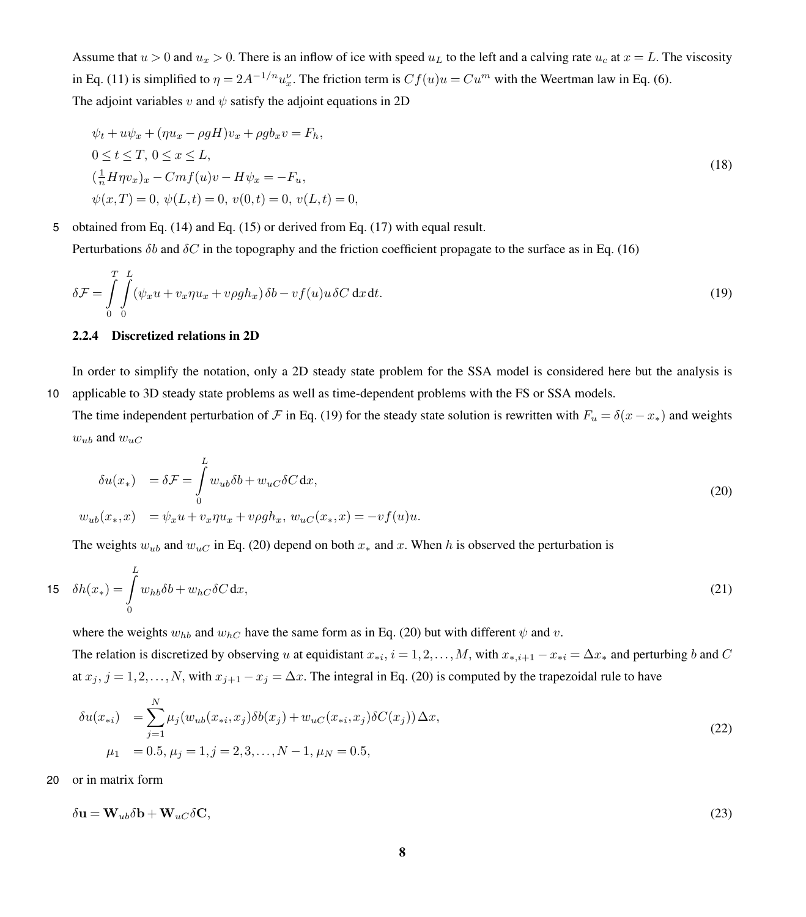Assume that $u > 0$ and $u_x > 0$. There is an inflow of ice with speed $u_L$ to the left and a calving rate $u_c$ at $x = L$. The viscosity in Eq. (11) is simplified to $\eta = 2A^{-1/n}u_x^{\nu}$. The friction term is $Cf(u)u = Cu^m$ with the Weertman law in Eq. (6).

The adjoint variables $v$ and $\psi$ satisfy the adjoint equations in 2D

$$
\begin{aligned}
&\psi_t + u\psi_x + (\eta u_x - \rho g H)v_x + \rho g b_x v = F_h,\\
&0 \le t \le T,\ 0 \le x \le L,\\
&(\tfrac{1}{n}H\eta v_x)_x - Cmf(u)v - H\psi_x = -F_u,\\
&\psi(x,T) = 0,\ \psi(L,t) = 0,\ v(0,t) = 0,\ v(L,t) = 0,
\end{aligned}
\tag{18}
$$

obtained from Eq. (14) and Eq. (15) or derived from Eq. (17) with equal result.

Perturbations $\delta b$ and $\delta C$ in the topography and the friction coefficient propagate to the surface as in Eq. (16)

$$
\delta\mathcal{F} = \int_0^T \int_0^L (\psi_x u + v_x \eta u_x + v\rho g h_x)\,\delta b - v f(u) u\,\delta C \,\mathrm{d}x\,\mathrm{d}t.
\tag{19}
$$

#### 2.2.4 Discretized relations in 2D

In order to simplify the notation, only a 2D steady state problem for the SSA model is considered here but the analysis is applicable to 3D steady state problems as well as time-dependent problems with the FS or SSA models.

The time independent perturbation of $\mathcal{F}$ in Eq. (19) for the steady state solution is rewritten with $F_u = \delta(x - x_*)$ and weights $w_{ub}$ and $w_{uC}$

$$
\begin{aligned}
\delta u(x_*) &= \delta\mathcal{F} = \int_0^L w_{ub}\delta b + w_{uC}\delta C\,\mathrm{d}x,\\
w_{ub}(x_*, x) &= \psi_x u + v_x \eta u_x + v\rho g h_x,\ w_{uC}(x_*, x) = -v f(u) u.
\end{aligned}
\tag{20}
$$

The weights $w_{ub}$ and $w_{uC}$ in Eq. (20) depend on both $x_*$ and $x$. When $h$ is observed the perturbation is

$$
\delta h(x_*) = \int_0^L w_{hb}\delta b + w_{hC}\delta C\,\mathrm{d}x,
\tag{21}
$$

where the weights $w_{hb}$ and $w_{hC}$ have the same form as in Eq. (20) but with different $\psi$ and $v$.

The relation is discretized by observing $u$ at equidistant $x_{*i}$, $i = 1, 2, \ldots, M$, with $x_{*,i+1} - x_{*i} = \Delta x_*$ and perturbing $b$ and $C$ at $x_j$, $j = 1, 2, \ldots, N$, with $x_{j+1} - x_j = \Delta x$. The integral in Eq. (20) is computed by the trapezoidal rule to have

$$
\begin{aligned}
\delta u(x_{*i}) &= \sum_{j=1}^{N} \mu_j (w_{ub}(x_{*i}, x_j)\delta b(x_j) + w_{uC}(x_{*i}, x_j)\delta C(x_j))\,\Delta x,\\
\mu_1 &= 0.5, \mu_j = 1, j = 2, 3, \ldots, N-1, \mu_N = 0.5,
\end{aligned}
\tag{22}
$$

or in matrix form

$$
\delta\mathbf{u} = \mathbf{W}_{ub}\delta\mathbf{b} + \mathbf{W}_{uC}\delta\mathbf{C},
\tag{23}
$$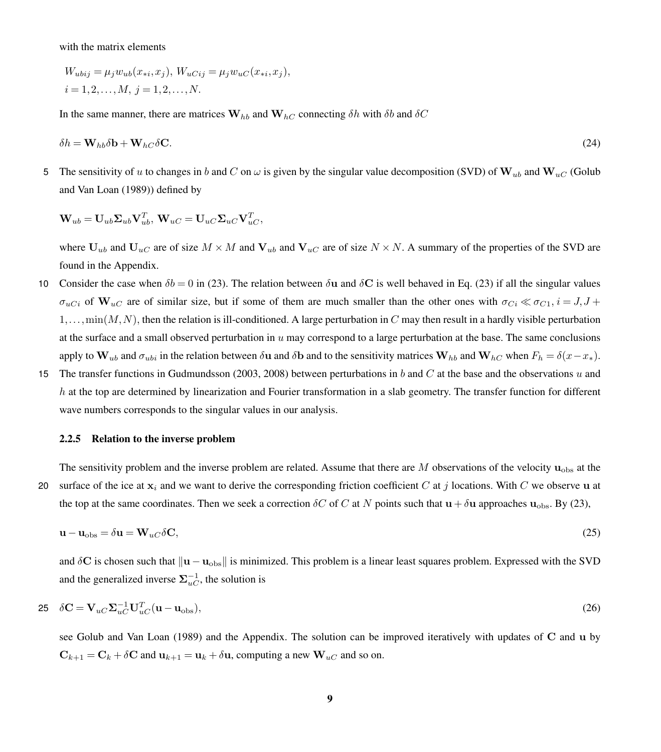with the matrix elements

$$W_{ubij} = \mu_j w_{ub}(x_{*i}, x_j),\ W_{uCij} = \mu_j w_{uC}(x_{*i}, x_j),$$
$$i = 1, 2, \ldots, M,\ j = 1, 2, \ldots, N.$$

In the same manner, there are matrices $\mathbf{W}_{hb}$ and $\mathbf{W}_{hC}$ connecting $\delta h$ with $\delta b$ and $\delta C$

$$\delta h = \mathbf{W}_{hb}\delta\mathbf{b} + \mathbf{W}_{hC}\delta\mathbf{C}. \tag{24}$$

The sensitivity of $u$ to changes in $b$ and $C$ on $\omega$ is given by the singular value decomposition (SVD) of $\mathbf{W}_{ub}$ and $\mathbf{W}_{uC}$ (Golub and Van Loan (1989)) defined by

$$\mathbf{W}_{ub} = \mathbf{U}_{ub}\mathbf{\Sigma}_{ub}\mathbf{V}_{ub}^T,\ \mathbf{W}_{uC} = \mathbf{U}_{uC}\mathbf{\Sigma}_{uC}\mathbf{V}_{uC}^T,$$

where $\mathbf{U}_{ub}$ and $\mathbf{U}_{uC}$ are of size $M \times M$ and $\mathbf{V}_{ub}$ and $\mathbf{V}_{uC}$ are of size $N \times N$. A summary of the properties of the SVD are found in the Appendix.

Consider the case when $\delta b = 0$ in (23). The relation between $\delta\mathbf{u}$ and $\delta\mathbf{C}$ is well behaved in Eq. (23) if all the singular values $\sigma_{uCi}$ of $\mathbf{W}_{uC}$ are of similar size, but if some of them are much smaller than the other ones with $\sigma_{Ci} \ll \sigma_{C1}, i = J, J+1, \ldots, \min(M,N)$, then the relation is ill-conditioned. A large perturbation in $C$ may then result in a hardly visible perturbation at the surface and a small observed perturbation in $u$ may correspond to a large perturbation at the base. The same conclusions apply to $\mathbf{W}_{ub}$ and $\sigma_{ubi}$ in the relation between $\delta\mathbf{u}$ and $\delta\mathbf{b}$ and to the sensitivity matrices $\mathbf{W}_{hb}$ and $\mathbf{W}_{hC}$ when $F_h = \delta(x - x_*)$.

The transfer functions in Gudmundsson (2003, 2008) between perturbations in $b$ and $C$ at the base and the observations $u$ and $h$ at the top are determined by linearization and Fourier transformation in a slab geometry. The transfer function for different wave numbers corresponds to the singular values in our analysis.

### 2.2.5 Relation to the inverse problem

The sensitivity problem and the inverse problem are related. Assume that there are $M$ observations of the velocity $\mathbf{u}_{\text{obs}}$ at the surface of the ice at $\mathbf{x}_i$ and we want to derive the corresponding friction coefficient $C$ at $j$ locations. With $C$ we observe $\mathbf{u}$ at the top at the same coordinates. Then we seek a correction $\delta C$ of $C$ at $N$ points such that $\mathbf{u} + \delta\mathbf{u}$ approaches $\mathbf{u}_{\text{obs}}$. By (23),

$$\mathbf{u} - \mathbf{u}_{\text{obs}} = \delta\mathbf{u} = \mathbf{W}_{uC}\delta\mathbf{C}, \tag{25}$$

and $\delta\mathbf{C}$ is chosen such that $\|\mathbf{u} - \mathbf{u}_{\text{obs}}\|$ is minimized. This problem is a linear least squares problem. Expressed with the SVD and the generalized inverse $\mathbf{\Sigma}_{uC}^{-1}$, the solution is

$$\delta\mathbf{C} = \mathbf{V}_{uC}\mathbf{\Sigma}_{uC}^{-1}\mathbf{U}_{uC}^T(\mathbf{u} - \mathbf{u}_{\text{obs}}), \tag{26}$$

see Golub and Van Loan (1989) and the Appendix. The solution can be improved iteratively with updates of $\mathbf{C}$ and $\mathbf{u}$ by $\mathbf{C}_{k+1} = \mathbf{C}_k + \delta\mathbf{C}$ and $\mathbf{u}_{k+1} = \mathbf{u}_k + \delta\mathbf{u}$, computing a new $\mathbf{W}_{uC}$ and so on.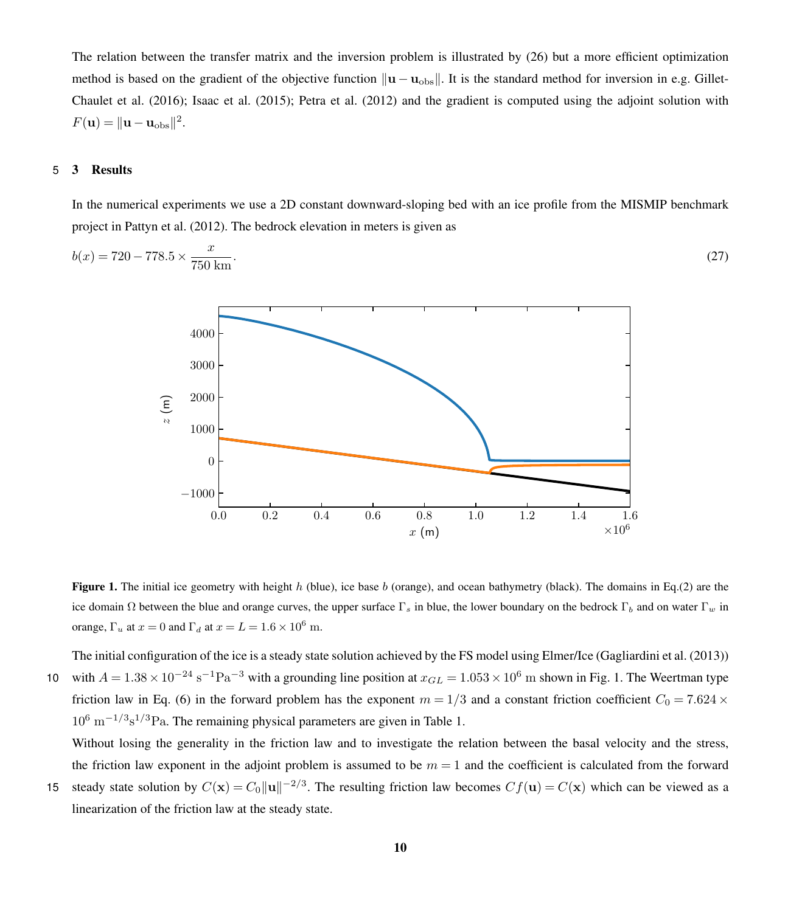The relation between the transfer matrix and the inversion problem is illustrated by (26) but a more efficient optimization method is based on the gradient of the objective function $\|\mathbf{u}-\mathbf{u}_{\rm obs}\|$. It is the standard method for inversion in e.g. Gillet-Chaulet et al. (2016); Isaac et al. (2015); Petra et al. (2012) and the gradient is computed using the adjoint solution with $F(\mathbf{u}) = \|\mathbf{u}-\mathbf{u}_{\rm obs}\|^2$.

## 3 Results

In the numerical experiments we use a 2D constant downward-sloping bed with an ice profile from the MISMIP benchmark project in Pattyn et al. (2012). The bedrock elevation in meters is given as

$$b(x) = 720 - 778.5 \times \frac{x}{750\ \mathrm{km}}. \tag{27}$$

**Figure 1.** The initial ice geometry with height $h$ (blue), ice base $b$ (orange), and ocean bathymetry (black). The domains in Eq.(2) are the ice domain $\Omega$ between the blue and orange curves, the upper surface $\Gamma_s$ in blue, the lower boundary on the bedrock $\Gamma_b$ and on water $\Gamma_w$ in orange, $\Gamma_u$ at $x=0$ and $\Gamma_d$ at $x = L = 1.6 \times 10^6$ m.

The initial configuration of the ice is a steady state solution achieved by the FS model using Elmer/Ice (Gagliardini et al. (2013)) with $A = 1.38 \times 10^{-24}\ \mathrm{s}^{-1}\mathrm{Pa}^{-3}$ with a grounding line position at $x_{GL} = 1.053 \times 10^6$ m shown in Fig. 1. The Weertman type friction law in Eq. (6) in the forward problem has the exponent $m = 1/3$ and a constant friction coefficient $C_0 = 7.624 \times 10^6\ \mathrm{m}^{-1/3}\mathrm{s}^{1/3}\mathrm{Pa}$. The remaining physical parameters are given in Table 1.

Without losing the generality in the friction law and to investigate the relation between the basal velocity and the stress, the friction law exponent in the adjoint problem is assumed to be $m = 1$ and the coefficient is calculated from the forward steady state solution by $C(\mathbf{x}) = C_0\|\mathbf{u}\|^{-2/3}$. The resulting friction law becomes $Cf(\mathbf{u}) = C(\mathbf{x})$ which can be viewed as a linearization of the friction law at the steady state.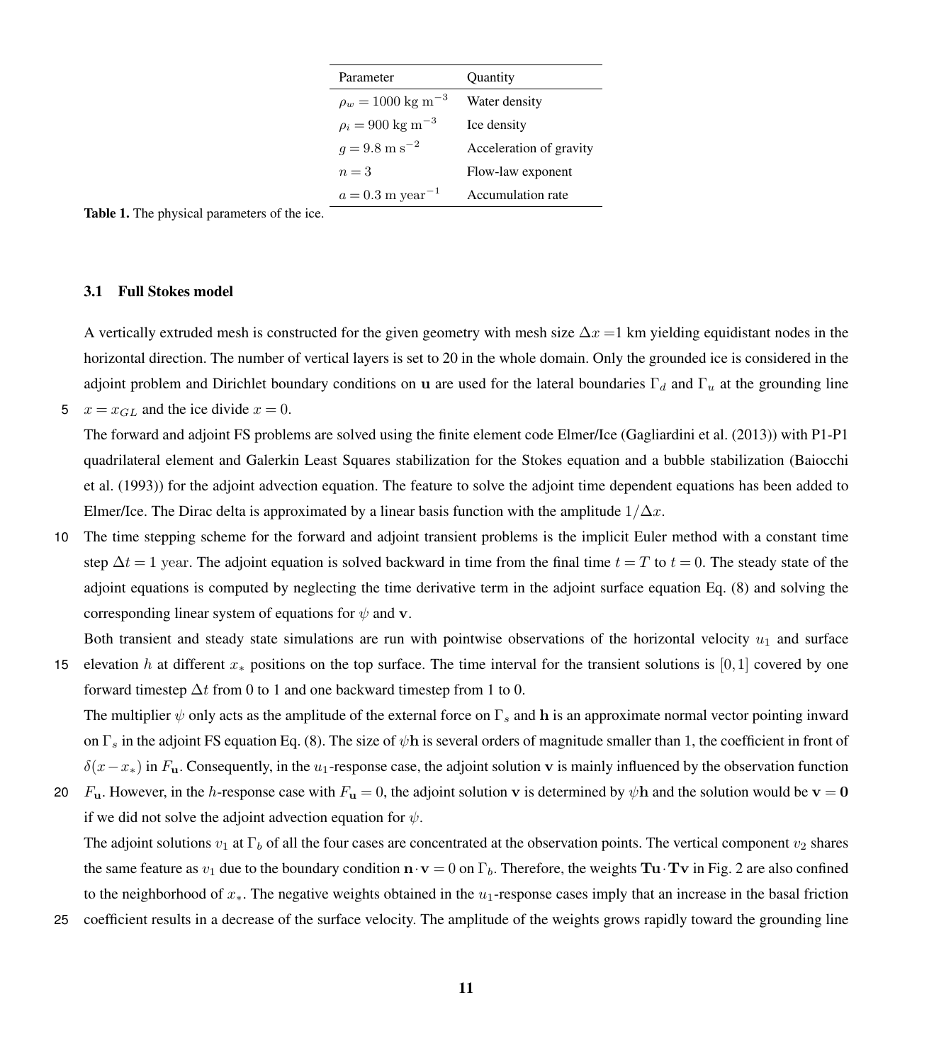| Parameter | Quantity |
|---|---|
| $\rho_w = 1000$ kg m$^{-3}$ | Water density |
| $\rho_i = 900$ kg m$^{-3}$ | Ice density |
| $g = 9.8$ m s$^{-2}$ | Acceleration of gravity |
| $n = 3$ | Flow-law exponent |
| $a = 0.3$ m year$^{-1}$ | Accumulation rate |

**Table 1.** The physical parameters of the ice.

### 3.1 Full Stokes model

A vertically extruded mesh is constructed for the given geometry with mesh size $\Delta x = 1$ km yielding equidistant nodes in the horizontal direction. The number of vertical layers is set to 20 in the whole domain. Only the grounded ice is considered in the adjoint problem and Dirichlet boundary conditions on $\mathbf{u}$ are used for the lateral boundaries $\Gamma_d$ and $\Gamma_u$ at the grounding line $x = x_{GL}$ and the ice divide $x = 0$.

The forward and adjoint FS problems are solved using the finite element code Elmer/Ice (Gagliardini et al. (2013)) with P1-P1 quadrilateral element and Galerkin Least Squares stabilization for the Stokes equation and a bubble stabilization (Baiocchi et al. (1993)) for the adjoint advection equation. The feature to solve the adjoint time dependent equations has been added to Elmer/Ice. The Dirac delta is approximated by a linear basis function with the amplitude $1/\Delta x$.

The time stepping scheme for the forward and adjoint transient problems is the implicit Euler method with a constant time step $\Delta t = 1$ year. The adjoint equation is solved backward in time from the final time $t = T$ to $t = 0$. The steady state of the adjoint equations is computed by neglecting the time derivative term in the adjoint surface equation Eq. (8) and solving the corresponding linear system of equations for $\psi$ and $\mathbf{v}$.

Both transient and steady state simulations are run with pointwise observations of the horizontal velocity $u_1$ and surface elevation $h$ at different $x_*$ positions on the top surface. The time interval for the transient solutions is $[0, 1]$ covered by one forward timestep $\Delta t$ from 0 to 1 and one backward timestep from 1 to 0.

The multiplier $\psi$ only acts as the amplitude of the external force on $\Gamma_s$ and $\mathbf{h}$ is an approximate normal vector pointing inward on $\Gamma_s$ in the adjoint FS equation Eq. (8). The size of $\psi\mathbf{h}$ is several orders of magnitude smaller than 1, the coefficient in front of $\delta(x - x_*)$ in $F_\mathbf{u}$. Consequently, in the $u_1$-response case, the adjoint solution $\mathbf{v}$ is mainly influenced by the observation function $F_\mathbf{u}$. However, in the $h$-response case with $F_\mathbf{u} = 0$, the adjoint solution $\mathbf{v}$ is determined by $\psi\mathbf{h}$ and the solution would be $\mathbf{v} = \mathbf{0}$ if we did not solve the adjoint advection equation for $\psi$.

The adjoint solutions $v_1$ at $\Gamma_b$ of all the four cases are concentrated at the observation points. The vertical component $v_2$ shares the same feature as $v_1$ due to the boundary condition $\mathbf{n} \cdot \mathbf{v} = 0$ on $\Gamma_b$. Therefore, the weights $\mathbf{Tu} \cdot \mathbf{Tv}$ in Fig. 2 are also confined to the neighborhood of $x_*$. The negative weights obtained in the $u_1$-response cases imply that an increase in the basal friction coefficient results in a decrease of the surface velocity. The amplitude of the weights grows rapidly toward the grounding line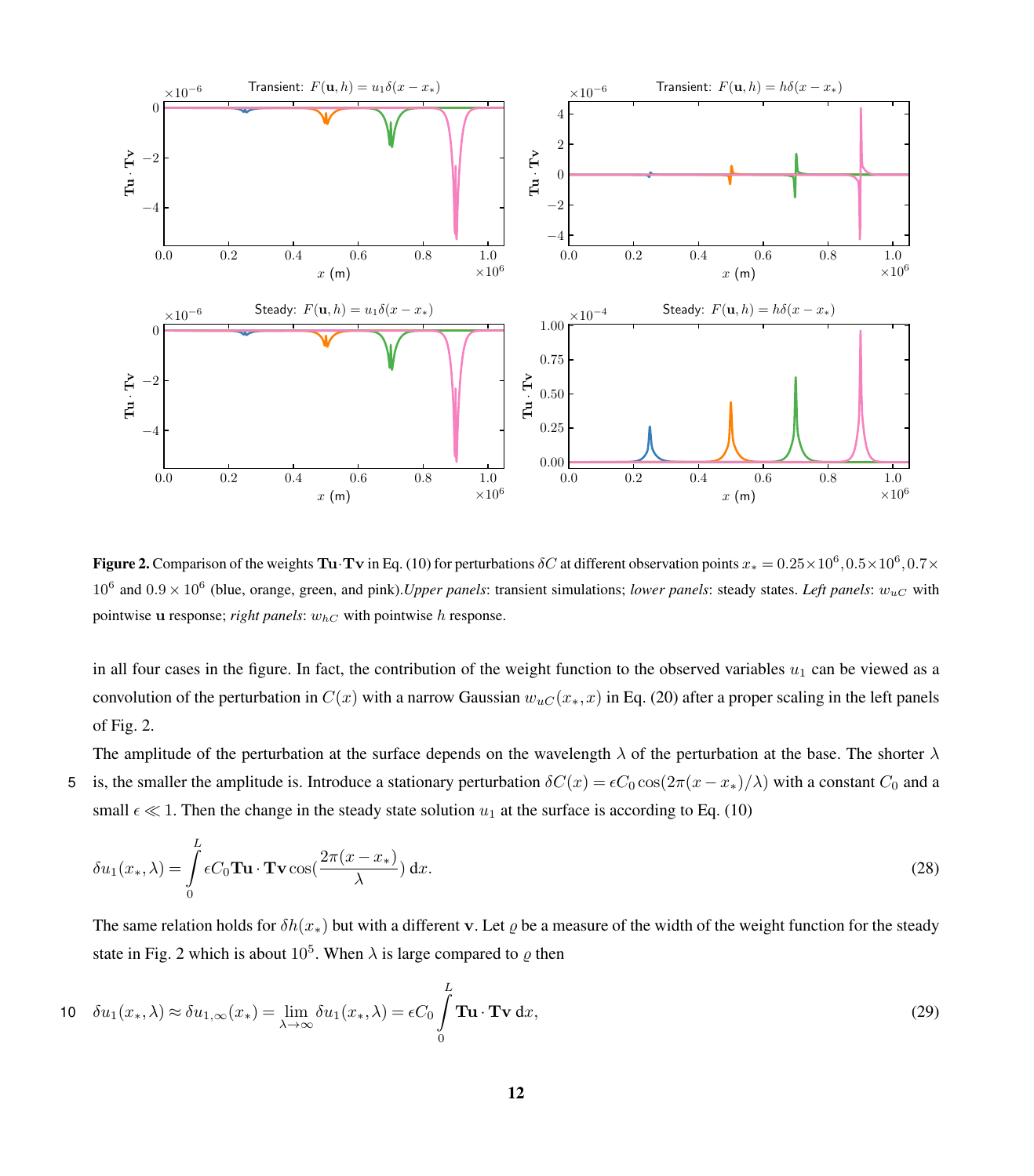**Figure 2.** Comparison of the weights $\mathbf{Tu}\cdot\mathbf{Tv}$ in Eq. (10) for perturbations $\delta C$ at different observation points $x_* = 0.25\times10^6, 0.5\times10^6, 0.7\times10^6$ and $0.9\times10^6$ (blue, orange, green, and pink).*Upper panels*: transient simulations; *lower panels*: steady states. *Left panels*: $w_{uC}$ with pointwise $\mathbf{u}$ response; *right panels*: $w_{hC}$ with pointwise $h$ response.

in all four cases in the figure. In fact, the contribution of the weight function to the observed variables $u_1$ can be viewed as a convolution of the perturbation in $C(x)$ with a narrow Gaussian $w_{uC}(x_*, x)$ in Eq. (20) after a proper scaling in the left panels of Fig. 2.

The amplitude of the perturbation at the surface depends on the wavelength $\lambda$ of the perturbation at the base. The shorter $\lambda$ is, the smaller the amplitude is. Introduce a stationary perturbation $\delta C(x) = \epsilon C_0 \cos(2\pi(x - x_*)/\lambda)$ with a constant $C_0$ and a small $\epsilon \ll 1$. Then the change in the steady state solution $u_1$ at the surface is according to Eq. (10)

$$\delta u_1(x_*, \lambda) = \int_0^L \epsilon C_0 \mathbf{Tu}\cdot\mathbf{Tv} \cos(\frac{2\pi(x - x_*)}{\lambda})\,\mathrm{d}x. \tag{28}$$

The same relation holds for $\delta h(x_*)$ but with a different $\mathbf{v}$. Let $\varrho$ be a measure of the width of the weight function for the steady state in Fig. 2 which is about $10^5$. When $\lambda$ is large compared to $\varrho$ then

$$\delta u_1(x_*, \lambda) \approx \delta u_{1,\infty}(x_*) = \lim_{\lambda\to\infty} \delta u_1(x_*, \lambda) = \epsilon C_0 \int_0^L \mathbf{Tu}\cdot\mathbf{Tv}\,\mathrm{d}x, \tag{29}$$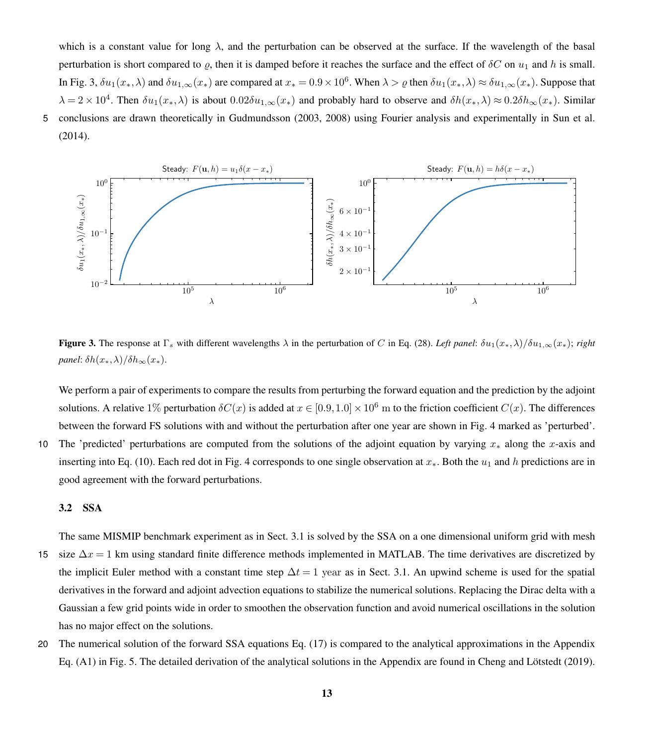which is a constant value for long $\lambda$, and the perturbation can be observed at the surface. If the wavelength of the basal perturbation is short compared to $\varrho$, then it is damped before it reaches the surface and the effect of $\delta C$ on $u_1$ and $h$ is small. In Fig. 3, $\delta u_1(x_*, \lambda)$ and $\delta u_{1,\infty}(x_*)$ are compared at $x_* = 0.9 \times 10^6$. When $\lambda > \varrho$ then $\delta u_1(x_*, \lambda) \approx \delta u_{1,\infty}(x_*)$. Suppose that $\lambda = 2 \times 10^4$. Then $\delta u_1(x_*, \lambda)$ is about $0.02 \delta u_{1,\infty}(x_*)$ and probably hard to observe and $\delta h(x_*, \lambda) \approx 0.2 \delta h_\infty(x_*)$. Similar conclusions are drawn theoretically in Gudmundsson (2003, 2008) using Fourier analysis and experimentally in Sun et al. (2014).

**Figure 3.** The response at $\Gamma_s$ with different wavelengths $\lambda$ in the perturbation of $C$ in Eq. (28). *Left panel*: $\delta u_1(x_*, \lambda)/\delta u_{1,\infty}(x_*)$; *right panel*: $\delta h(x_*, \lambda)/\delta h_\infty(x_*)$.

We perform a pair of experiments to compare the results from perturbing the forward equation and the prediction by the adjoint solutions. A relative 1% perturbation $\delta C(x)$ is added at $x \in [0.9, 1.0] \times 10^6$ m to the friction coefficient $C(x)$. The differences between the forward FS solutions with and without the perturbation after one year are shown in Fig. 4 marked as 'perturbed'. The 'predicted' perturbations are computed from the solutions of the adjoint equation by varying $x_*$ along the $x$-axis and inserting into Eq. (10). Each red dot in Fig. 4 corresponds to one single observation at $x_*$. Both the $u_1$ and $h$ predictions are in good agreement with the forward perturbations.

### 3.2 SSA

The same MISMIP benchmark experiment as in Sect. 3.1 is solved by the SSA on a one dimensional uniform grid with mesh size $\Delta x = 1$ km using standard finite difference methods implemented in MATLAB. The time derivatives are discretized by the implicit Euler method with a constant time step $\Delta t = 1$ year as in Sect. 3.1. An upwind scheme is used for the spatial derivatives in the forward and adjoint advection equations to stabilize the numerical solutions. Replacing the Dirac delta with a Gaussian a few grid points wide in order to smoothen the observation function and avoid numerical oscillations in the solution has no major effect on the solutions.

The numerical solution of the forward SSA equations Eq. (17) is compared to the analytical approximations in the Appendix Eq. (A1) in Fig. 5. The detailed derivation of the analytical solutions in the Appendix are found in Cheng and Lötstedt (2019).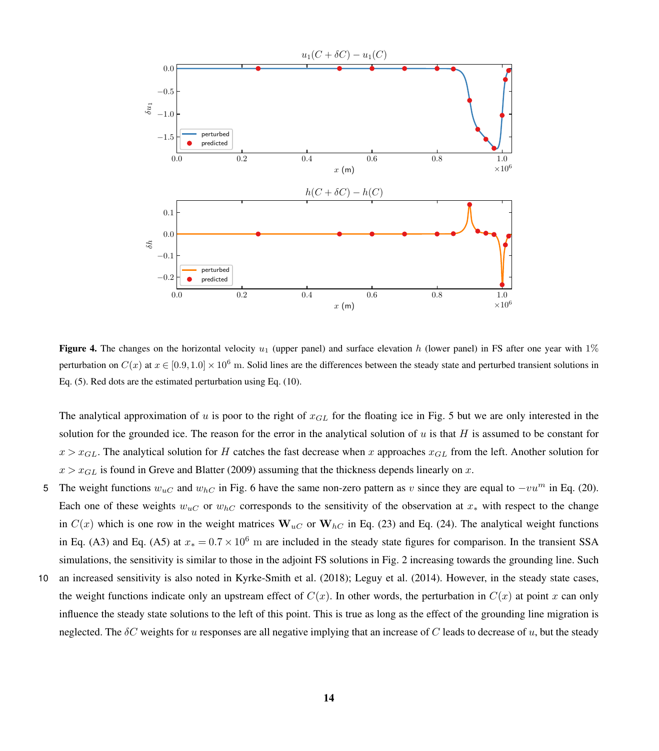**Figure 4.** The changes on the horizontal velocity $u_1$ (upper panel) and surface elevation $h$ (lower panel) in FS after one year with 1% perturbation on $C(x)$ at $x \in [0.9, 1.0] \times 10^6$ m. Solid lines are the differences between the steady state and perturbed transient solutions in Eq. (5). Red dots are the estimated perturbation using Eq. (10).

The analytical approximation of $u$ is poor to the right of $x_{GL}$ for the floating ice in Fig. 5 but we are only interested in the solution for the grounded ice. The reason for the error in the analytical solution of $u$ is that $H$ is assumed to be constant for $x > x_{GL}$. The analytical solution for $H$ catches the fast decrease when $x$ approaches $x_{GL}$ from the left. Another solution for $x > x_{GL}$ is found in Greve and Blatter (2009) assuming that the thickness depends linearly on $x$.

The weight functions $w_{uC}$ and $w_{hC}$ in Fig. 6 have the same non-zero pattern as $v$ since they are equal to $-vu^m$ in Eq. (20). Each one of these weights $w_{uC}$ or $w_{hC}$ corresponds to the sensitivity of the observation at $x_*$ with respect to the change in $C(x)$ which is one row in the weight matrices $\mathbf{W}_{uC}$ or $\mathbf{W}_{hC}$ in Eq. (23) and Eq. (24). The analytical weight functions in Eq. (A3) and Eq. (A5) at $x_* = 0.7 \times 10^6$ m are included in the steady state figures for comparison. In the transient SSA simulations, the sensitivity is similar to those in the adjoint FS solutions in Fig. 2 increasing towards the grounding line. Such an increased sensitivity is also noted in Kyrke-Smith et al. (2018); Leguy et al. (2014). However, in the steady state cases, the weight functions indicate only an upstream effect of $C(x)$. In other words, the perturbation in $C(x)$ at point $x$ can only influence the steady state solutions to the left of this point. This is true as long as the effect of the grounding line migration is neglected. The $\delta C$ weights for $u$ responses are all negative implying that an increase of $C$ leads to decrease of $u$, but the steady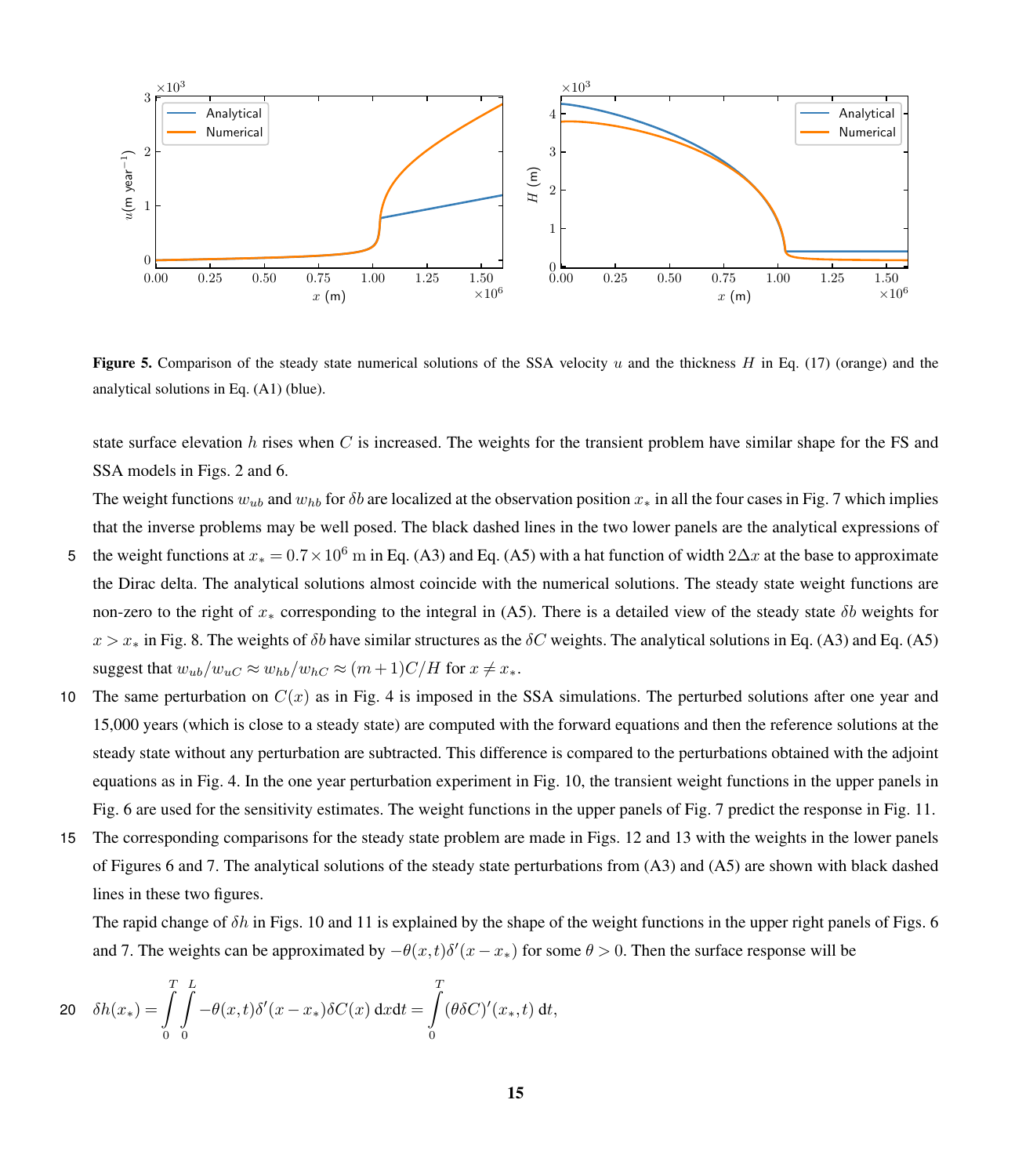**Figure 5.** Comparison of the steady state numerical solutions of the SSA velocity $u$ and the thickness $H$ in Eq. (17) (orange) and the analytical solutions in Eq. (A1) (blue).

state surface elevation $h$ rises when $C$ is increased. The weights for the transient problem have similar shape for the FS and SSA models in Figs. 2 and 6.

The weight functions $w_{ub}$ and $w_{hb}$ for $\delta b$ are localized at the observation position $x_*$ in all the four cases in Fig. 7 which implies that the inverse problems may be well posed. The black dashed lines in the two lower panels are the analytical expressions of the weight functions at $x_* = 0.7 \times 10^6$ m in Eq. (A3) and Eq. (A5) with a hat function of width $2\Delta x$ at the base to approximate the Dirac delta. The analytical solutions almost coincide with the numerical solutions. The steady state weight functions are non-zero to the right of $x_*$ corresponding to the integral in (A5). There is a detailed view of the steady state $\delta b$ weights for $x > x_*$ in Fig. 8. The weights of $\delta b$ have similar structures as the $\delta C$ weights. The analytical solutions in Eq. (A3) and Eq. (A5) suggest that $w_{ub}/w_{uC} \approx w_{hb}/w_{hC} \approx (m+1)C/H$ for $x \neq x_*$.

The same perturbation on $C(x)$ as in Fig. 4 is imposed in the SSA simulations. The perturbed solutions after one year and 15,000 years (which is close to a steady state) are computed with the forward equations and then the reference solutions at the steady state without any perturbation are subtracted. This difference is compared to the perturbations obtained with the adjoint equations as in Fig. 4. In the one year perturbation experiment in Fig. 10, the transient weight functions in the upper panels in Fig. 6 are used for the sensitivity estimates. The weight functions in the upper panels of Fig. 7 predict the response in Fig. 11. The corresponding comparisons for the steady state problem are made in Figs. 12 and 13 with the weights in the lower panels of Figures 6 and 7. The analytical solutions of the steady state perturbations from (A3) and (A5) are shown with black dashed lines in these two figures.

The rapid change of $\delta h$ in Figs. 10 and 11 is explained by the shape of the weight functions in the upper right panels of Figs. 6 and 7. The weights can be approximated by $-\theta(x,t)\delta'(x-x_*)$ for some $\theta > 0$. Then the surface response will be

$$\delta h(x_*) = \int_0^T \int_0^L -\theta(x,t)\delta'(x-x_*)\delta C(x)\, \mathrm{d}x\mathrm{d}t = \int_0^T (\theta\delta C)'(x_*,t)\, \mathrm{d}t,$$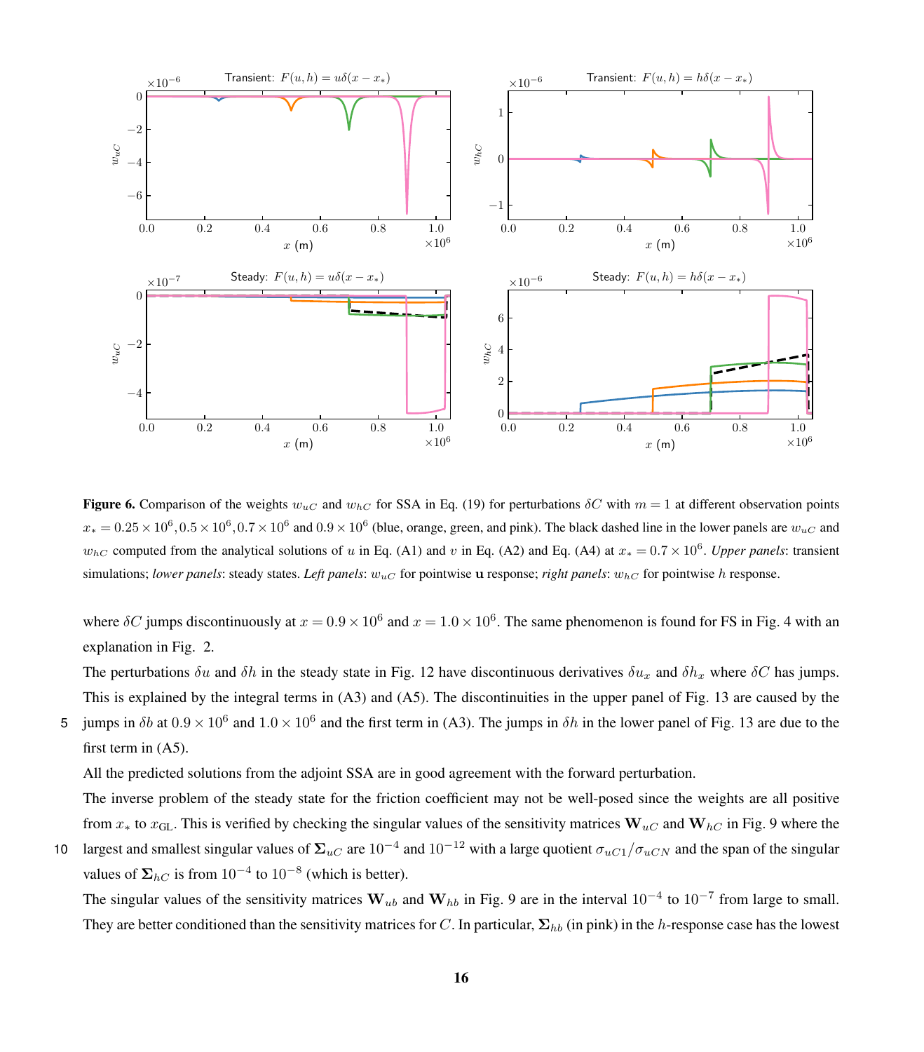**Figure 6.** Comparison of the weights $w_{uC}$ and $w_{hC}$ for SSA in Eq. (19) for perturbations $\delta C$ with $m = 1$ at different observation points $x_* = 0.25 \times 10^6, 0.5 \times 10^6, 0.7 \times 10^6$ and $0.9 \times 10^6$ (blue, orange, green, and pink). The black dashed line in the lower panels are $w_{uC}$ and $w_{hC}$ computed from the analytical solutions of $u$ in Eq. (A1) and $v$ in Eq. (A2) and Eq. (A4) at $x_* = 0.7 \times 10^6$. *Upper panels*: transient simulations; *lower panels*: steady states. *Left panels*: $w_{uC}$ for pointwise $\mathbf{u}$ response; *right panels*: $w_{hC}$ for pointwise $h$ response.

where $\delta C$ jumps discontinuously at $x = 0.9 \times 10^6$ and $x = 1.0 \times 10^6$. The same phenomenon is found for FS in Fig. 4 with an explanation in Fig. 2.

The perturbations $\delta u$ and $\delta h$ in the steady state in Fig. 12 have discontinuous derivatives $\delta u_x$ and $\delta h_x$ where $\delta C$ has jumps. This is explained by the integral terms in (A3) and (A5). The discontinuities in the upper panel of Fig. 13 are caused by the jumps in $\delta b$ at $0.9 \times 10^6$ and $1.0 \times 10^6$ and the first term in (A3). The jumps in $\delta h$ in the lower panel of Fig. 13 are due to the first term in (A5).

All the predicted solutions from the adjoint SSA are in good agreement with the forward perturbation.

The inverse problem of the steady state for the friction coefficient may not be well-posed since the weights are all positive from $x_*$ to $x_{\mathrm{GL}}$. This is verified by checking the singular values of the sensitivity matrices $\mathbf{W}_{uC}$ and $\mathbf{W}_{hC}$ in Fig. 9 where the largest and smallest singular values of $\mathbf{\Sigma}_{uC}$ are $10^{-4}$ and $10^{-12}$ with a large quotient $\sigma_{uC1}/\sigma_{uCN}$ and the span of the singular values of $\mathbf{\Sigma}_{hC}$ is from $10^{-4}$ to $10^{-8}$ (which is better).

The singular values of the sensitivity matrices $\mathbf{W}_{ub}$ and $\mathbf{W}_{hb}$ in Fig. 9 are in the interval $10^{-4}$ to $10^{-7}$ from large to small. They are better conditioned than the sensitivity matrices for $C$. In particular, $\mathbf{\Sigma}_{hb}$ (in pink) in the $h$-response case has the lowest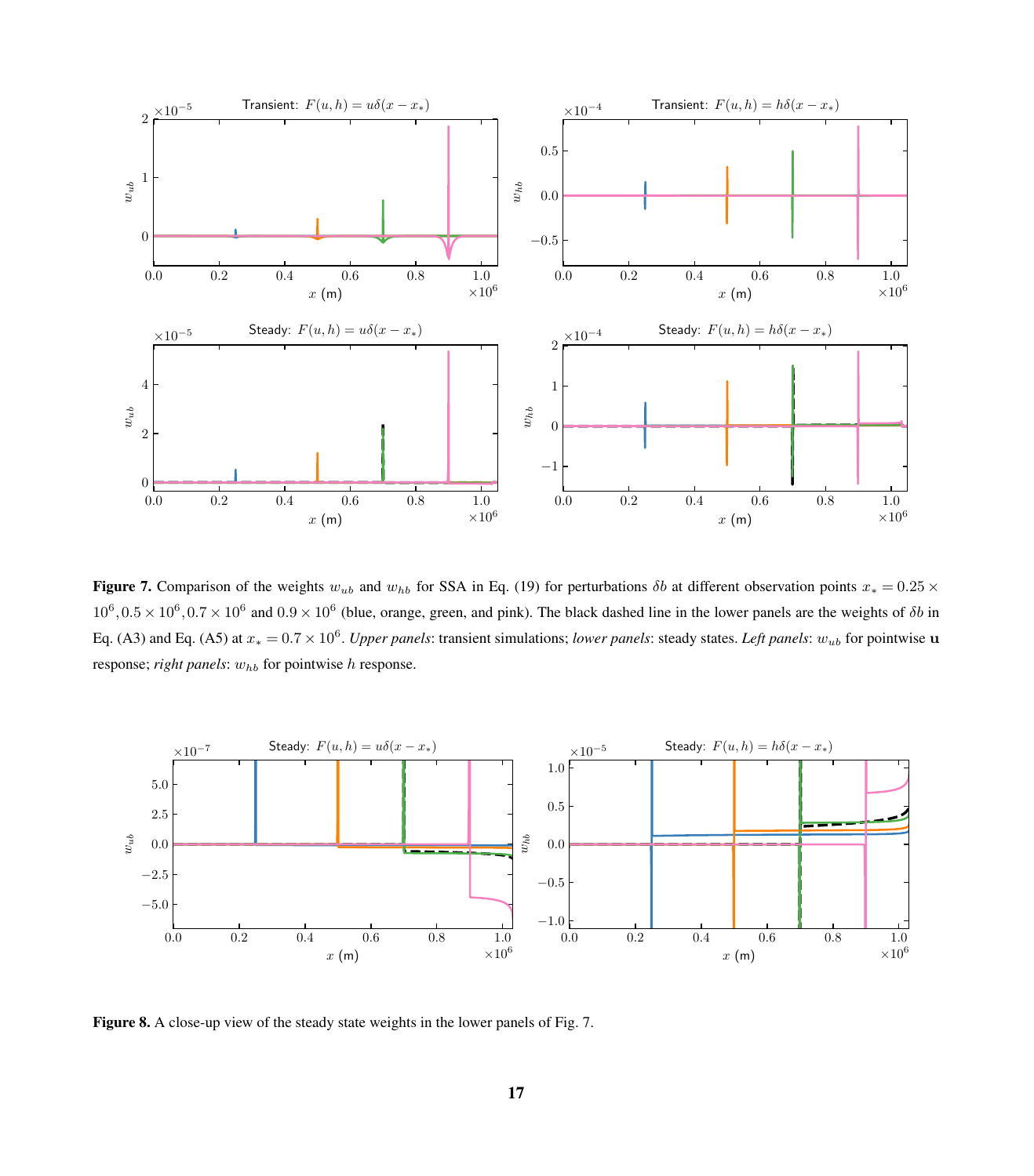**Figure 7.** Comparison of the weights $w_{ub}$ and $w_{hb}$ for SSA in Eq. (19) for perturbations $\delta b$ at different observation points $x_* = 0.25 \times 10^6, 0.5 \times 10^6, 0.7 \times 10^6$ and $0.9 \times 10^6$ (blue, orange, green, and pink). The black dashed line in the lower panels are the weights of $\delta b$ in Eq. (A3) and Eq. (A5) at $x_* = 0.7 \times 10^6$. *Upper panels*: transient simulations; *lower panels*: steady states. *Left panels*: $w_{ub}$ for pointwise $\mathbf{u}$ response; *right panels*: $w_{hb}$ for pointwise $h$ response.

**Figure 8.** A close-up view of the steady state weights in the lower panels of Fig. 7.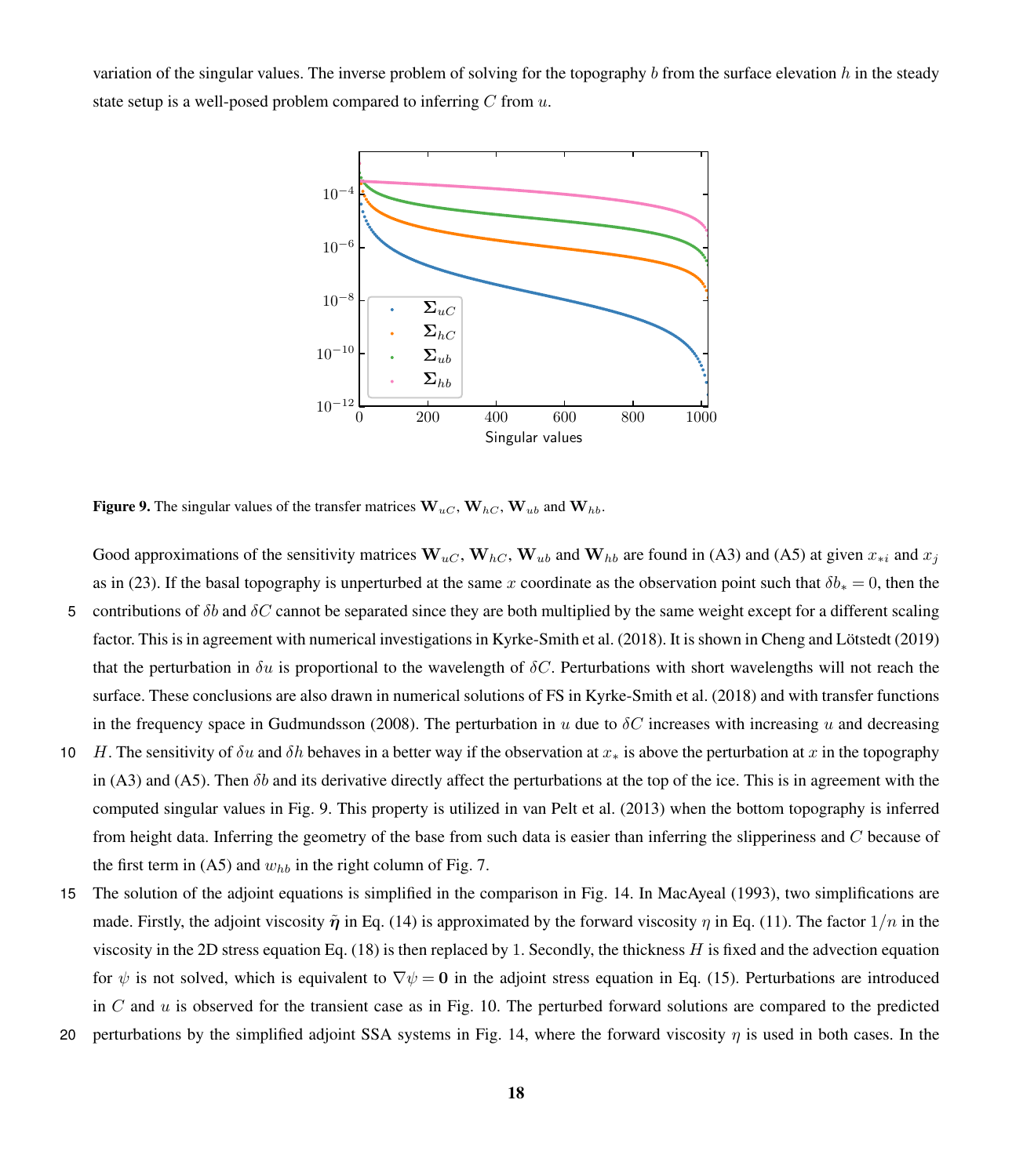variation of the singular values. The inverse problem of solving for the topography $b$ from the surface elevation $h$ in the steady state setup is a well-posed problem compared to inferring $C$ from $u$.

**Figure 9.** The singular values of the transfer matrices $\mathbf{W}_{uC}$, $\mathbf{W}_{hC}$, $\mathbf{W}_{ub}$ and $\mathbf{W}_{hb}$.

Good approximations of the sensitivity matrices $\mathbf{W}_{uC}$, $\mathbf{W}_{hC}$, $\mathbf{W}_{ub}$ and $\mathbf{W}_{hb}$ are found in (A3) and (A5) at given $x_{*i}$ and $x_j$ as in (23). If the basal topography is unperturbed at the same $x$ coordinate as the observation point such that $\delta b_* = 0$, then the contributions of $\delta b$ and $\delta C$ cannot be separated since they are both multiplied by the same weight except for a different scaling factor. This is in agreement with numerical investigations in Kyrke-Smith et al. (2018). It is shown in Cheng and Lötstedt (2019) that the perturbation in $\delta u$ is proportional to the wavelength of $\delta C$. Perturbations with short wavelengths will not reach the surface. These conclusions are also drawn in numerical solutions of FS in Kyrke-Smith et al. (2018) and with transfer functions in the frequency space in Gudmundsson (2008). The perturbation in $u$ due to $\delta C$ increases with increasing $u$ and decreasing $H$. The sensitivity of $\delta u$ and $\delta h$ behaves in a better way if the observation at $x_*$ is above the perturbation at $x$ in the topography in (A3) and (A5). Then $\delta b$ and its derivative directly affect the perturbations at the top of the ice. This is in agreement with the computed singular values in Fig. 9. This property is utilized in van Pelt et al. (2013) when the bottom topography is inferred from height data. Inferring the geometry of the base from such data is easier than inferring the slipperiness and $C$ because of the first term in (A5) and $w_{hb}$ in the right column of Fig. 7.

The solution of the adjoint equations is simplified in the comparison in Fig. 14. In MacAyeal (1993), two simplifications are made. Firstly, the adjoint viscosity $\tilde{\boldsymbol{\eta}}$ in Eq. (14) is approximated by the forward viscosity $\eta$ in Eq. (11). The factor $1/n$ in the viscosity in the 2D stress equation Eq. (18) is then replaced by 1. Secondly, the thickness $H$ is fixed and the advection equation for $\psi$ is not solved, which is equivalent to $\nabla\psi = \mathbf{0}$ in the adjoint stress equation in Eq. (15). Perturbations are introduced in $C$ and $u$ is observed for the transient case as in Fig. 10. The perturbed forward solutions are compared to the predicted perturbations by the simplified adjoint SSA systems in Fig. 14, where the forward viscosity $\eta$ is used in both cases. In the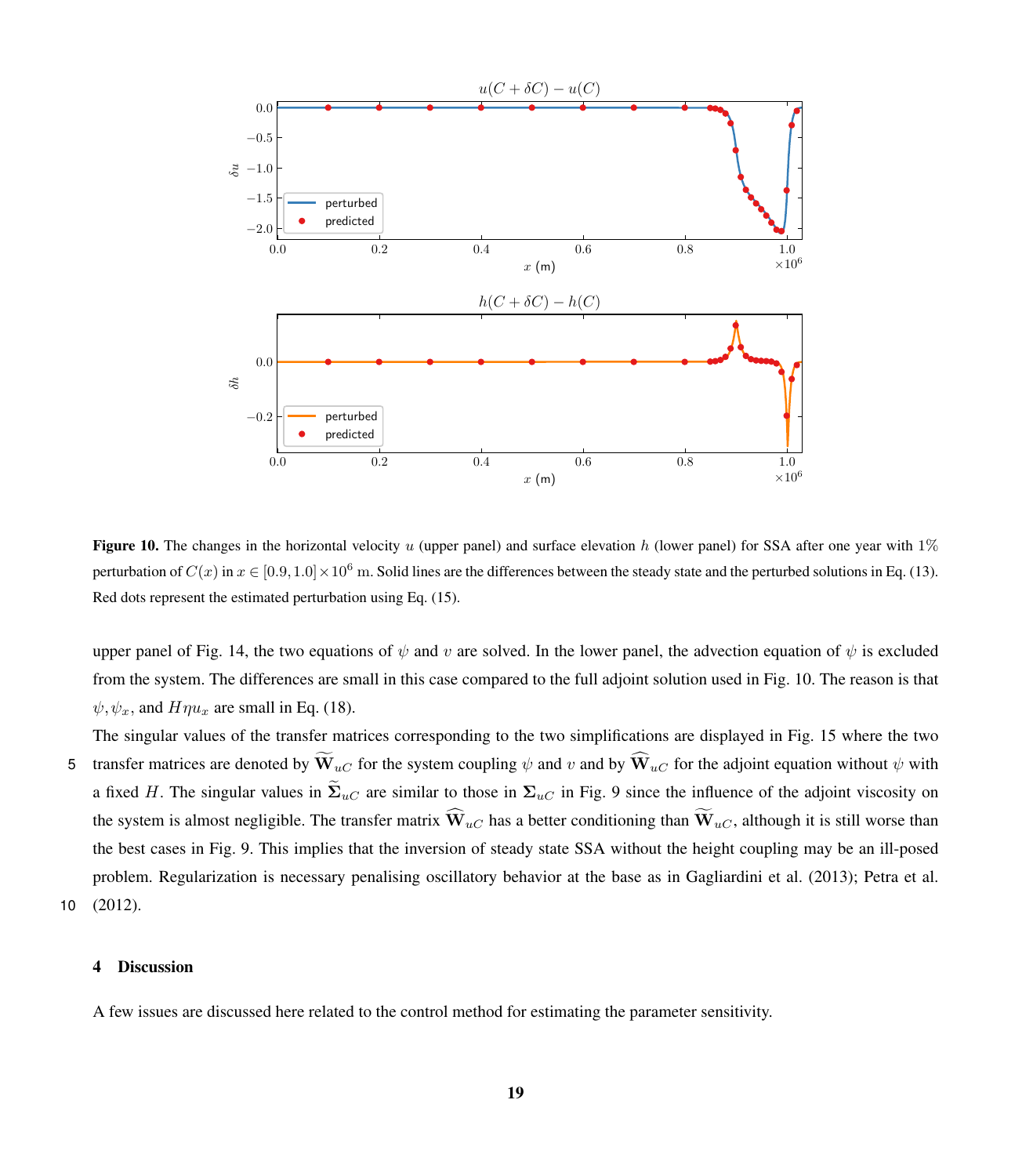**Figure 10.** The changes in the horizontal velocity $u$ (upper panel) and surface elevation $h$ (lower panel) for SSA after one year with $1\%$ perturbation of $C(x)$ in $x \in [0.9, 1.0] \times 10^6$ m. Solid lines are the differences between the steady state and the perturbed solutions in Eq. (13). Red dots represent the estimated perturbation using Eq. (15).

upper panel of Fig. 14, the two equations of $\psi$ and $v$ are solved. In the lower panel, the advection equation of $\psi$ is excluded from the system. The differences are small in this case compared to the full adjoint solution used in Fig. 10. The reason is that $\psi, \psi_x$, and $H\eta u_x$ are small in Eq. (18).

The singular values of the transfer matrices corresponding to the two simplifications are displayed in Fig. 15 where the two transfer matrices are denoted by $\widetilde{\mathbf{W}}_{uC}$ for the system coupling $\psi$ and $v$ and by $\widehat{\mathbf{W}}_{uC}$ for the adjoint equation without $\psi$ with a fixed $H$. The singular values in $\widetilde{\mathbf{\Sigma}}_{uC}$ are similar to those in $\mathbf{\Sigma}_{uC}$ in Fig. 9 since the influence of the adjoint viscosity on the system is almost negligible. The transfer matrix $\widehat{\mathbf{W}}_{uC}$ has a better conditioning than $\widetilde{\mathbf{W}}_{uC}$, although it is still worse than the best cases in Fig. 9. This implies that the inversion of steady state SSA without the height coupling may be an ill-posed problem. Regularization is necessary penalising oscillatory behavior at the base as in Gagliardini et al. (2013); Petra et al. (2012).

## 4 Discussion

A few issues are discussed here related to the control method for estimating the parameter sensitivity.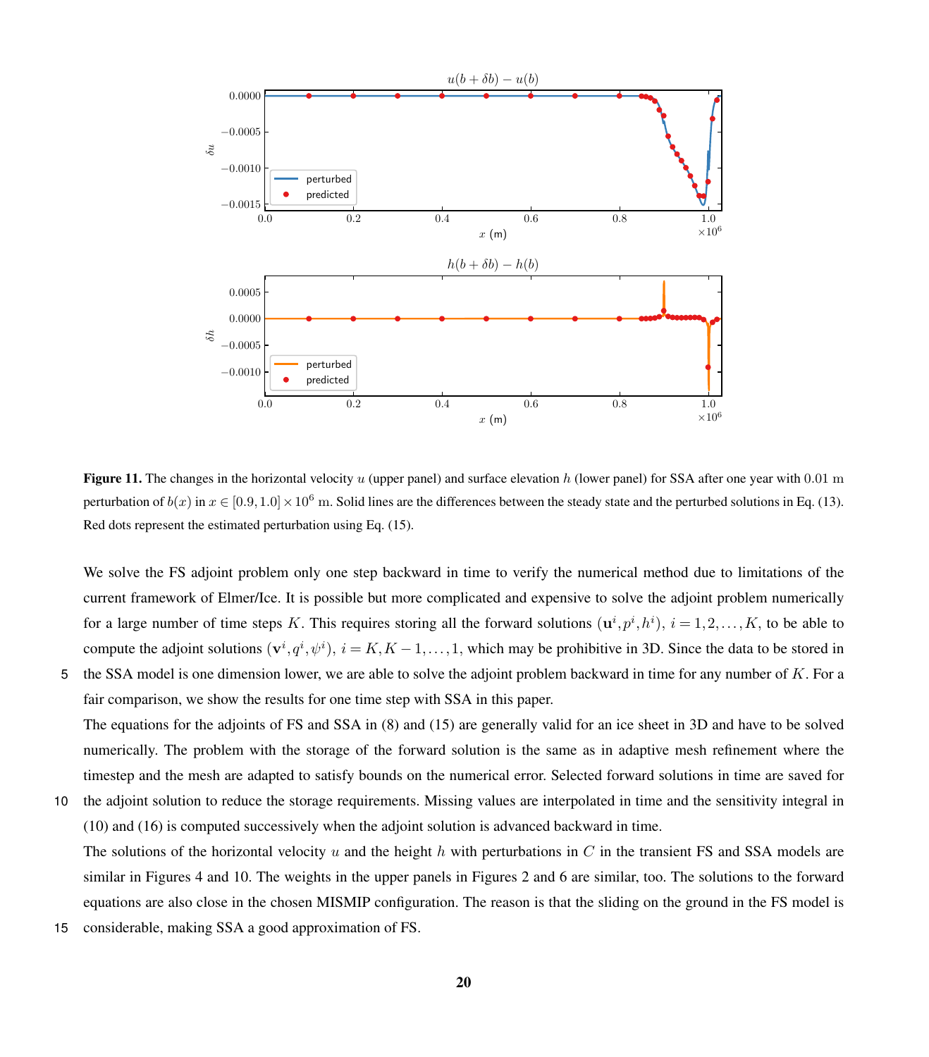**Figure 11.** The changes in the horizontal velocity $u$ (upper panel) and surface elevation $h$ (lower panel) for SSA after one year with $0.01$ m perturbation of $b(x)$ in $x \in [0.9, 1.0] \times 10^6$ m. Solid lines are the differences between the steady state and the perturbed solutions in Eq. (13). Red dots represent the estimated perturbation using Eq. (15).

We solve the FS adjoint problem only one step backward in time to verify the numerical method due to limitations of the current framework of Elmer/Ice. It is possible but more complicated and expensive to solve the adjoint problem numerically for a large number of time steps $K$. This requires storing all the forward solutions $(\mathbf{u}^i, p^i, h^i)$, $i = 1, 2, \ldots, K$, to be able to compute the adjoint solutions $(\mathbf{v}^i, q^i, \psi^i)$, $i = K, K-1, \ldots, 1$, which may be prohibitive in 3D. Since the data to be stored in the SSA model is one dimension lower, we are able to solve the adjoint problem backward in time for any number of $K$. For a fair comparison, we show the results for one time step with SSA in this paper.

The equations for the adjoints of FS and SSA in (8) and (15) are generally valid for an ice sheet in 3D and have to be solved numerically. The problem with the storage of the forward solution is the same as in adaptive mesh refinement where the timestep and the mesh are adapted to satisfy bounds on the numerical error. Selected forward solutions in time are saved for the adjoint solution to reduce the storage requirements. Missing values are interpolated in time and the sensitivity integral in (10) and (16) is computed successively when the adjoint solution is advanced backward in time.

The solutions of the horizontal velocity $u$ and the height $h$ with perturbations in $C$ in the transient FS and SSA models are similar in Figures 4 and 10. The weights in the upper panels in Figures 2 and 6 are similar, too. The solutions to the forward equations are also close in the chosen MISMIP configuration. The reason is that the sliding on the ground in the FS model is considerable, making SSA a good approximation of FS.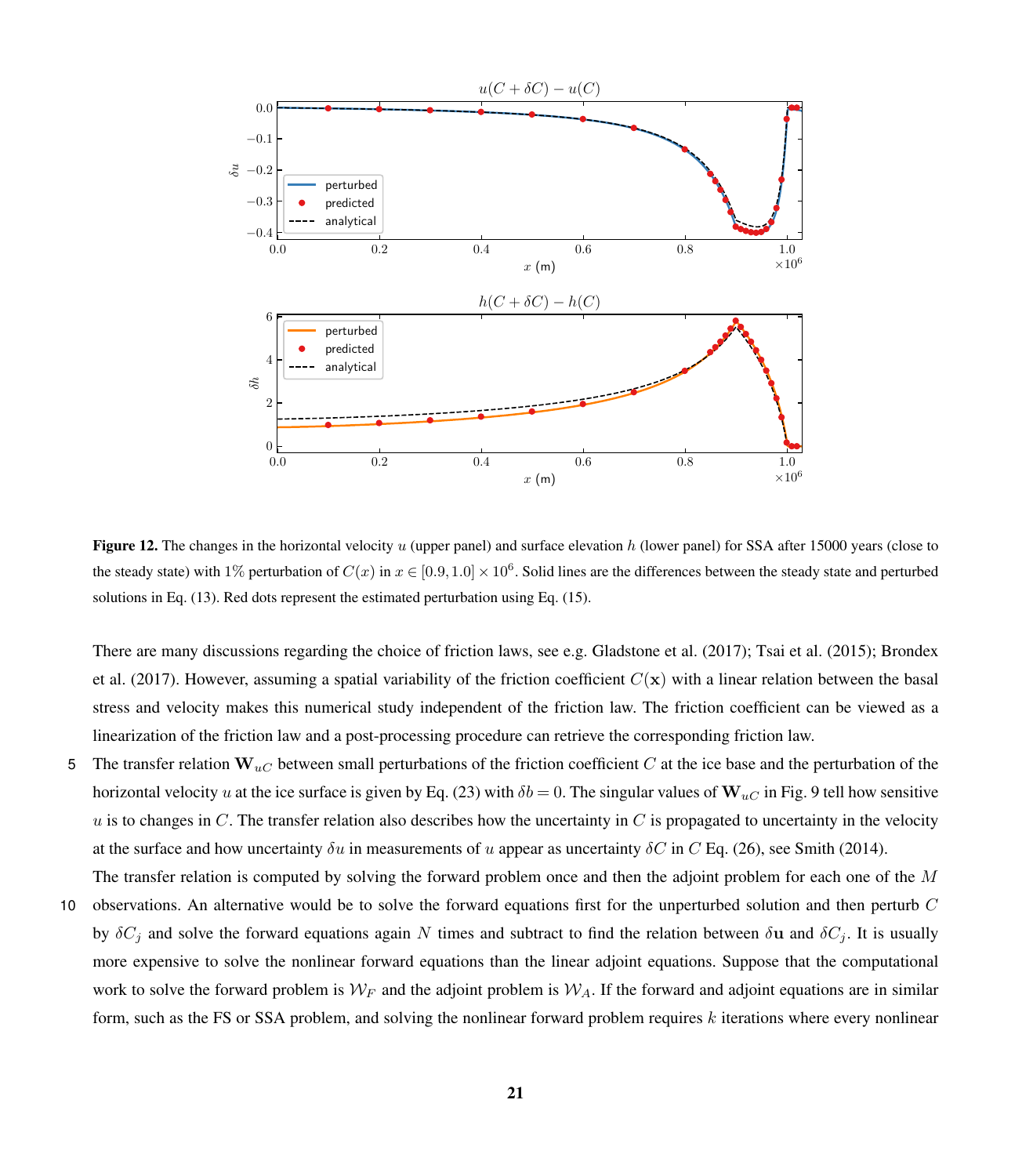**Figure 12.** The changes in the horizontal velocity $u$ (upper panel) and surface elevation $h$ (lower panel) for SSA after 15000 years (close to the steady state) with $1\%$ perturbation of $C(x)$ in $x \in [0.9, 1.0] \times 10^6$. Solid lines are the differences between the steady state and perturbed solutions in Eq. (13). Red dots represent the estimated perturbation using Eq. (15).

There are many discussions regarding the choice of friction laws, see e.g. Gladstone et al. (2017); Tsai et al. (2015); Brondex et al. (2017). However, assuming a spatial variability of the friction coefficient $C(\mathbf{x})$ with a linear relation between the basal stress and velocity makes this numerical study independent of the friction law. The friction coefficient can be viewed as a linearization of the friction law and a post-processing procedure can retrieve the corresponding friction law.

The transfer relation $\mathbf{W}_{uC}$ between small perturbations of the friction coefficient $C$ at the ice base and the perturbation of the horizontal velocity $u$ at the ice surface is given by Eq. (23) with $\delta b = 0$. The singular values of $\mathbf{W}_{uC}$ in Fig. 9 tell how sensitive $u$ is to changes in $C$. The transfer relation also describes how the uncertainty in $C$ is propagated to uncertainty in the velocity at the surface and how uncertainty $\delta u$ in measurements of $u$ appear as uncertainty $\delta C$ in $C$ Eq. (26), see Smith (2014).

The transfer relation is computed by solving the forward problem once and then the adjoint problem for each one of the $M$ observations. An alternative would be to solve the forward equations first for the unperturbed solution and then perturb $C$ by $\delta C_j$ and solve the forward equations again $N$ times and subtract to find the relation between $\delta \mathbf{u}$ and $\delta C_j$. It is usually more expensive to solve the nonlinear forward equations than the linear adjoint equations. Suppose that the computational work to solve the forward problem is $\mathcal{W}_F$ and the adjoint problem is $\mathcal{W}_A$. If the forward and adjoint equations are in similar form, such as the FS or SSA problem, and solving the nonlinear forward problem requires $k$ iterations where every nonlinear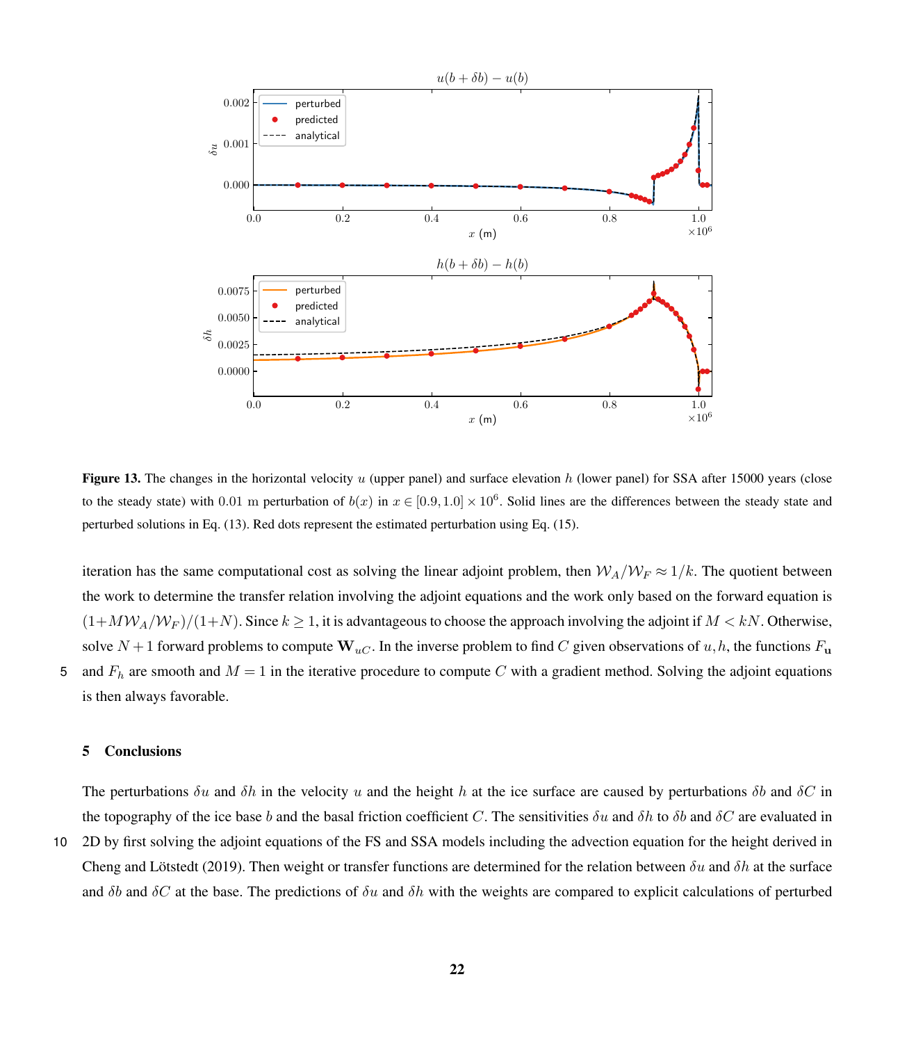**Figure 13.** The changes in the horizontal velocity $u$ (upper panel) and surface elevation $h$ (lower panel) for SSA after 15000 years (close to the steady state) with $0.01$ m perturbation of $b(x)$ in $x \in [0.9, 1.0] \times 10^6$. Solid lines are the differences between the steady state and perturbed solutions in Eq. (13). Red dots represent the estimated perturbation using Eq. (15).

iteration has the same computational cost as solving the linear adjoint problem, then $\mathcal{W}_A/\mathcal{W}_F \approx 1/k$. The quotient between the work to determine the transfer relation involving the adjoint equations and the work only based on the forward equation is $(1+M\mathcal{W}_A/\mathcal{W}_F)/(1+N)$. Since $k \geq 1$, it is advantageous to choose the approach involving the adjoint if $M < kN$. Otherwise, solve $N+1$ forward problems to compute $\mathbf{W}_{uC}$. In the inverse problem to find $C$ given observations of $u, h$, the functions $F_{\mathbf{u}}$ and $F_h$ are smooth and $M = 1$ in the iterative procedure to compute $C$ with a gradient method. Solving the adjoint equations is then always favorable.

## 5 Conclusions

The perturbations $\delta u$ and $\delta h$ in the velocity $u$ and the height $h$ at the ice surface are caused by perturbations $\delta b$ and $\delta C$ in the topography of the ice base $b$ and the basal friction coefficient $C$. The sensitivities $\delta u$ and $\delta h$ to $\delta b$ and $\delta C$ are evaluated in 2D by first solving the adjoint equations of the FS and SSA models including the advection equation for the height derived in Cheng and Lötstedt (2019). Then weight or transfer functions are determined for the relation between $\delta u$ and $\delta h$ at the surface and $\delta b$ and $\delta C$ at the base. The predictions of $\delta u$ and $\delta h$ with the weights are compared to explicit calculations of perturbed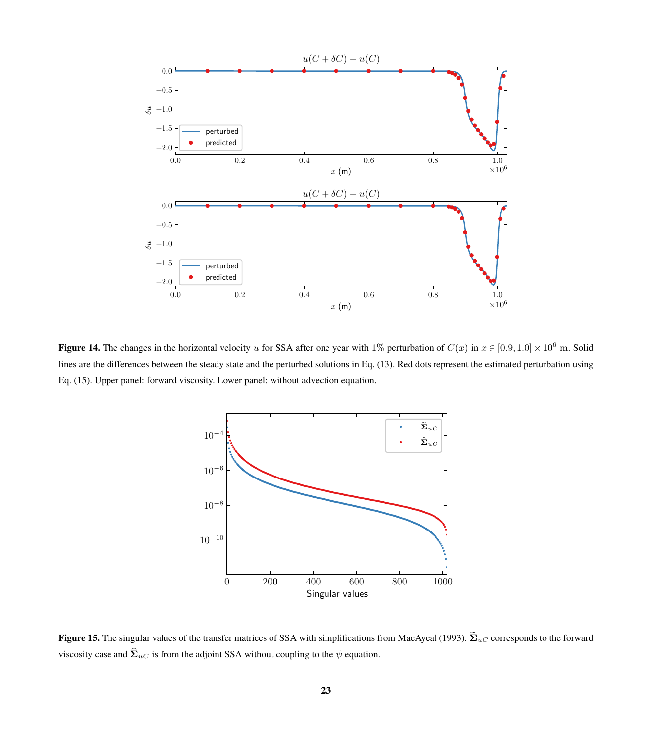**Figure 14.** The changes in the horizontal velocity $u$ for SSA after one year with 1% perturbation of $C(x)$ in $x \in [0.9, 1.0] \times 10^6$ m. Solid lines are the differences between the steady state and the perturbed solutions in Eq. (13). Red dots represent the estimated perturbation using Eq. (15). Upper panel: forward viscosity. Lower panel: without advection equation.

**Figure 15.** The singular values of the transfer matrices of SSA with simplifications from MacAyeal (1993). $\widetilde{\mathbf{\Sigma}}_{uC}$ corresponds to the forward viscosity case and $\widehat{\mathbf{\Sigma}}_{uC}$ is from the adjoint SSA without coupling to the $\psi$ equation.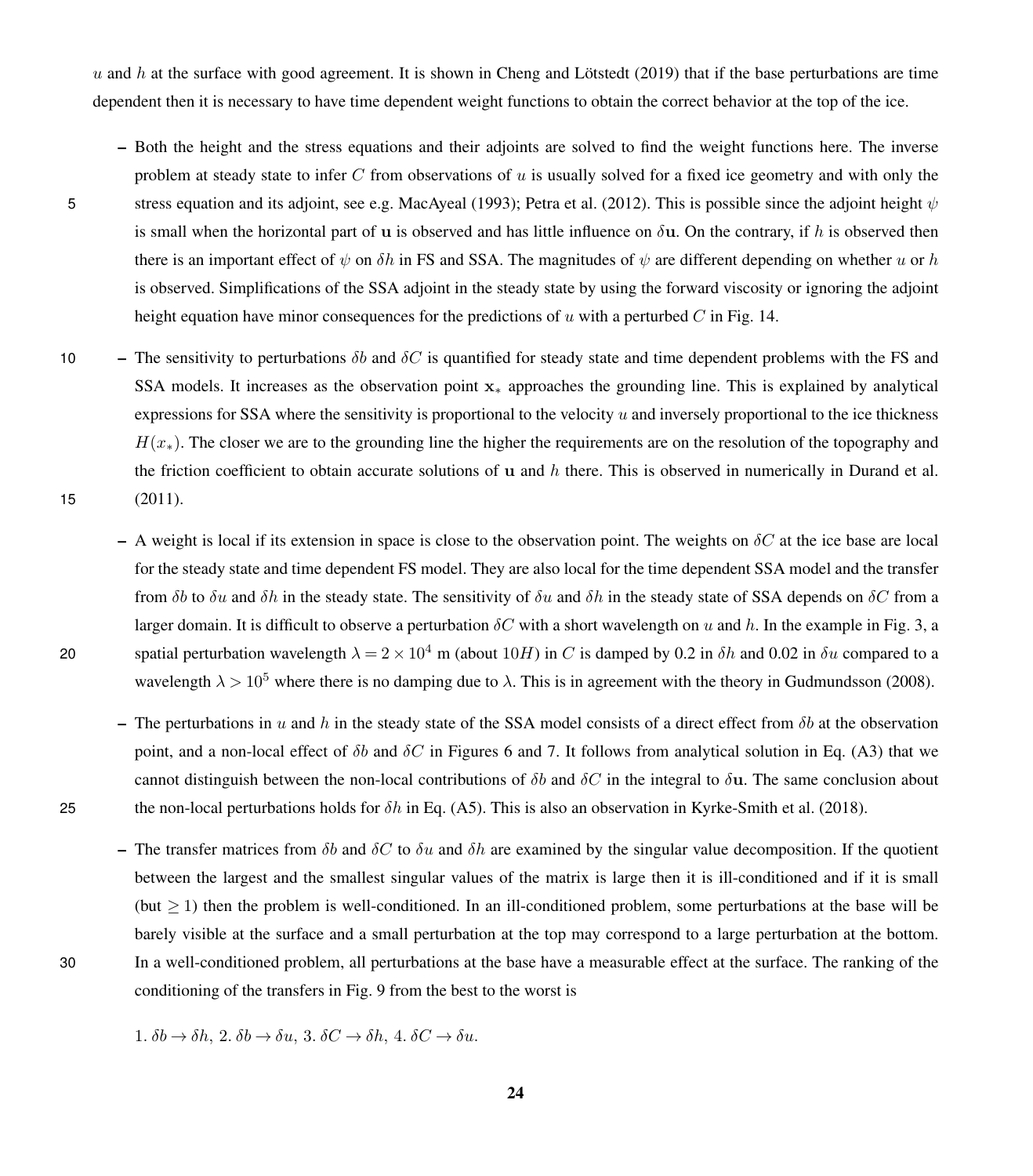$u$ and $h$ at the surface with good agreement. It is shown in Cheng and Lötstedt (2019) that if the base perturbations are time dependent then it is necessary to have time dependent weight functions to obtain the correct behavior at the top of the ice.

- Both the height and the stress equations and their adjoints are solved to find the weight functions here. The inverse problem at steady state to infer $C$ from observations of $u$ is usually solved for a fixed ice geometry and with only the stress equation and its adjoint, see e.g. MacAyeal (1993); Petra et al. (2012). This is possible since the adjoint height $\psi$ is small when the horizontal part of $\mathbf{u}$ is observed and has little influence on $\delta\mathbf{u}$. On the contrary, if $h$ is observed then there is an important effect of $\psi$ on $\delta h$ in FS and SSA. The magnitudes of $\psi$ are different depending on whether $u$ or $h$ is observed. Simplifications of the SSA adjoint in the steady state by using the forward viscosity or ignoring the adjoint height equation have minor consequences for the predictions of $u$ with a perturbed $C$ in Fig. 14.

- The sensitivity to perturbations $\delta b$ and $\delta C$ is quantified for steady state and time dependent problems with the FS and SSA models. It increases as the observation point $\mathbf{x}_*$ approaches the grounding line. This is explained by analytical expressions for SSA where the sensitivity is proportional to the velocity $u$ and inversely proportional to the ice thickness $H(x_*)$. The closer we are to the grounding line the higher the requirements are on the resolution of the topography and the friction coefficient to obtain accurate solutions of $\mathbf{u}$ and $h$ there. This is observed in numerically in Durand et al. (2011).

- A weight is local if its extension in space is close to the observation point. The weights on $\delta C$ at the ice base are local for the steady state and time dependent FS model. They are also local for the time dependent SSA model and the transfer from $\delta b$ to $\delta u$ and $\delta h$ in the steady state. The sensitivity of $\delta u$ and $\delta h$ in the steady state of SSA depends on $\delta C$ from a larger domain. It is difficult to observe a perturbation $\delta C$ with a short wavelength on $u$ and $h$. In the example in Fig. 3, a spatial perturbation wavelength $\lambda = 2 \times 10^4$ m (about $10H$) in $C$ is damped by 0.2 in $\delta h$ and 0.02 in $\delta u$ compared to a wavelength $\lambda > 10^5$ where there is no damping due to $\lambda$. This is in agreement with the theory in Gudmundsson (2008).

- The perturbations in $u$ and $h$ in the steady state of the SSA model consists of a direct effect from $\delta b$ at the observation point, and a non-local effect of $\delta b$ and $\delta C$ in Figures 6 and 7. It follows from analytical solution in Eq. (A3) that we cannot distinguish between the non-local contributions of $\delta b$ and $\delta C$ in the integral to $\delta\mathbf{u}$. The same conclusion about the non-local perturbations holds for $\delta h$ in Eq. (A5). This is also an observation in Kyrke-Smith et al. (2018).

- The transfer matrices from $\delta b$ and $\delta C$ to $\delta u$ and $\delta h$ are examined by the singular value decomposition. If the quotient between the largest and the smallest singular values of the matrix is large then it is ill-conditioned and if it is small (but $\geq 1$) then the problem is well-conditioned. In an ill-conditioned problem, some perturbations at the base will be barely visible at the surface and a small perturbation at the top may correspond to a large perturbation at the bottom. In a well-conditioned problem, all perturbations at the base have a measurable effect at the surface. The ranking of the conditioning of the transfers in Fig. 9 from the best to the worst is

  1. $\delta b \rightarrow \delta h$, 2. $\delta b \rightarrow \delta u$, 3. $\delta C \rightarrow \delta h$, 4. $\delta C \rightarrow \delta u$.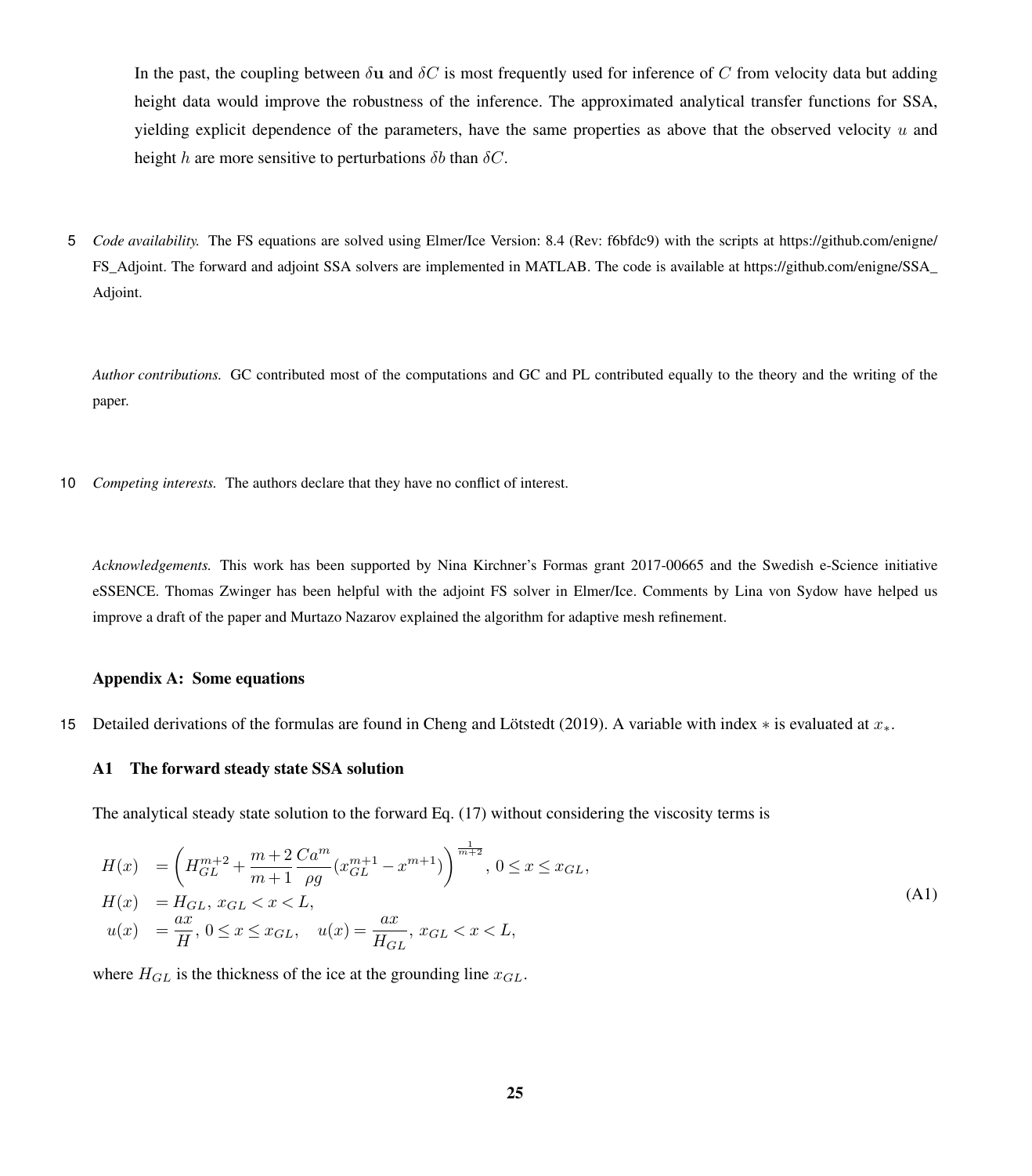In the past, the coupling between $\delta\mathbf{u}$ and $\delta C$ is most frequently used for inference of $C$ from velocity data but adding height data would improve the robustness of the inference. The approximated analytical transfer functions for SSA, yielding explicit dependence of the parameters, have the same properties as above that the observed velocity $u$ and height $h$ are more sensitive to perturbations $\delta b$ than $\delta C$.

*Code availability.* The FS equations are solved using Elmer/Ice Version: 8.4 (Rev: f6bfdc9) with the scripts at https://github.com/enigne/FS_Adjoint. The forward and adjoint SSA solvers are implemented in MATLAB. The code is available at https://github.com/enigne/SSA_Adjoint.

*Author contributions.* GC contributed most of the computations and GC and PL contributed equally to the theory and the writing of the paper.

*Competing interests.* The authors declare that they have no conflict of interest.

*Acknowledgements.* This work has been supported by Nina Kirchner's Formas grant 2017-00665 and the Swedish e-Science initiative eSSENCE. Thomas Zwinger has been helpful with the adjoint FS solver in Elmer/Ice. Comments by Lina von Sydow have helped us improve a draft of the paper and Murtazo Nazarov explained the algorithm for adaptive mesh refinement.

## Appendix A: Some equations

Detailed derivations of the formulas are found in Cheng and Lötstedt (2019). A variable with index $*$ is evaluated at $x_*$.

### A1 The forward steady state SSA solution

The analytical steady state solution to the forward Eq. (17) without considering the viscosity terms is

$$
\begin{aligned}
H(x) &= \left( H_{GL}^{m+2} + \frac{m+2}{m+1}\frac{Ca^m}{\rho g}(x_{GL}^{m+1} - x^{m+1}) \right)^{\frac{1}{m+2}},\; 0 \le x \le x_{GL}, \\
H(x) &= H_{GL},\; x_{GL} < x < L, \\
u(x) &= \frac{ax}{H},\; 0 \le x \le x_{GL}, \quad u(x) = \frac{ax}{H_{GL}},\; x_{GL} < x < L,
\end{aligned}
\tag{A1}
$$

where $H_{GL}$ is the thickness of the ice at the grounding line $x_{GL}$.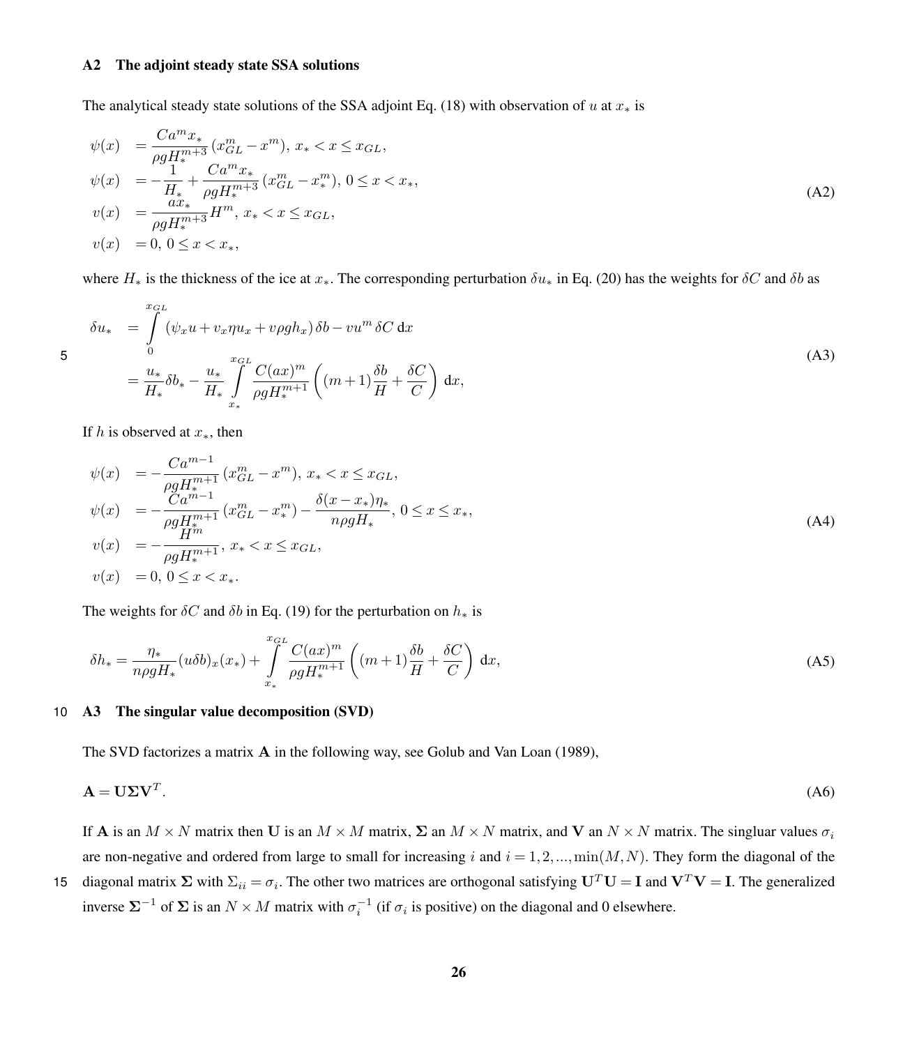### A2 The adjoint steady state SSA solutions

The analytical steady state solutions of the SSA adjoint Eq. (18) with observation of $u$ at $x_*$ is

$$
\begin{aligned}
\psi(x) &= \frac{Ca^m x_*}{\rho g H_*^{m+3}} (x_{GL}^m - x^m),\ x_* < x \le x_{GL}, \\
\psi(x) &= -\frac{1}{H_*} + \frac{Ca^m x_*}{\rho g H_*^{m+3}} (x_{GL}^m - x_*^m),\ 0 \le x < x_*, \\
v(x) &= \frac{a x_*}{\rho g H_*^{m+3}} H^m,\ x_* < x \le x_{GL}, \\
v(x) &= 0,\ 0 \le x < x_*,
\end{aligned}
\tag{A2}
$$

where $H_*$ is the thickness of the ice at $x_*$. The corresponding perturbation $\delta u_*$ in Eq. (20) has the weights for $\delta C$ and $\delta b$ as

$$
\begin{aligned}
\delta u_* &= \int_0^{x_{GL}} (\psi_x u + v_x \eta u_x + v\rho g h_x)\,\delta b - v u^m\,\delta C\,\mathrm{d}x \\
&= \frac{u_*}{H_*}\delta b_* - \frac{u_*}{H_*}\int_{x_*}^{x_{GL}} \frac{C(ax)^m}{\rho g H_*^{m+1}} \left((m+1)\frac{\delta b}{H} + \frac{\delta C}{C}\right)\,\mathrm{d}x,
\end{aligned}
\tag{A3}
$$

If $h$ is observed at $x_*$, then

$$
\begin{aligned}
\psi(x) &= -\frac{Ca^{m-1}}{\rho g H_*^{m+1}} (x_{GL}^m - x^m),\ x_* < x \le x_{GL}, \\
\psi(x) &= -\frac{Ca^{m-1}}{\rho g H_*^{m+1}} (x_{GL}^m - x_*^m) - \frac{\delta(x - x_*)\eta_*}{n\rho g H_*},\ 0 \le x \le x_*, \\
v(x) &= -\frac{H^m}{\rho g H_*^{m+1}},\ x_* < x \le x_{GL}, \\
v(x) &= 0,\ 0 \le x < x_*.
\end{aligned}
\tag{A4}
$$

The weights for $\delta C$ and $\delta b$ in Eq. (19) for the perturbation on $h_*$ is

$$
\delta h_* = \frac{\eta_*}{n\rho g H_*}(u\delta b)_x(x_*) + \int_{x_*}^{x_{GL}} \frac{C(ax)^m}{\rho g H_*^{m+1}} \left((m+1)\frac{\delta b}{H} + \frac{\delta C}{C}\right)\,\mathrm{d}x,
\tag{A5}
$$

### A3 The singular value decomposition (SVD)

The SVD factorizes a matrix $\mathbf{A}$ in the following way, see Golub and Van Loan (1989),

$$
\mathbf{A} = \mathbf{U}\mathbf{\Sigma}\mathbf{V}^T.
\tag{A6}
$$

If $\mathbf{A}$ is an $M \times N$ matrix then $\mathbf{U}$ is an $M \times M$ matrix, $\mathbf{\Sigma}$ an $M \times N$ matrix, and $\mathbf{V}$ an $N \times N$ matrix. The singluar values $\sigma_i$ are non-negative and ordered from large to small for increasing $i$ and $i = 1, 2, ..., \min(M, N)$. They form the diagonal of the diagonal matrix $\mathbf{\Sigma}$ with $\Sigma_{ii} = \sigma_i$. The other two matrices are orthogonal satisfying $\mathbf{U}^T\mathbf{U} = \mathbf{I}$ and $\mathbf{V}^T\mathbf{V} = \mathbf{I}$. The generalized inverse $\mathbf{\Sigma}^{-1}$ of $\mathbf{\Sigma}$ is an $N \times M$ matrix with $\sigma_i^{-1}$ (if $\sigma_i$ is positive) on the diagonal and 0 elsewhere.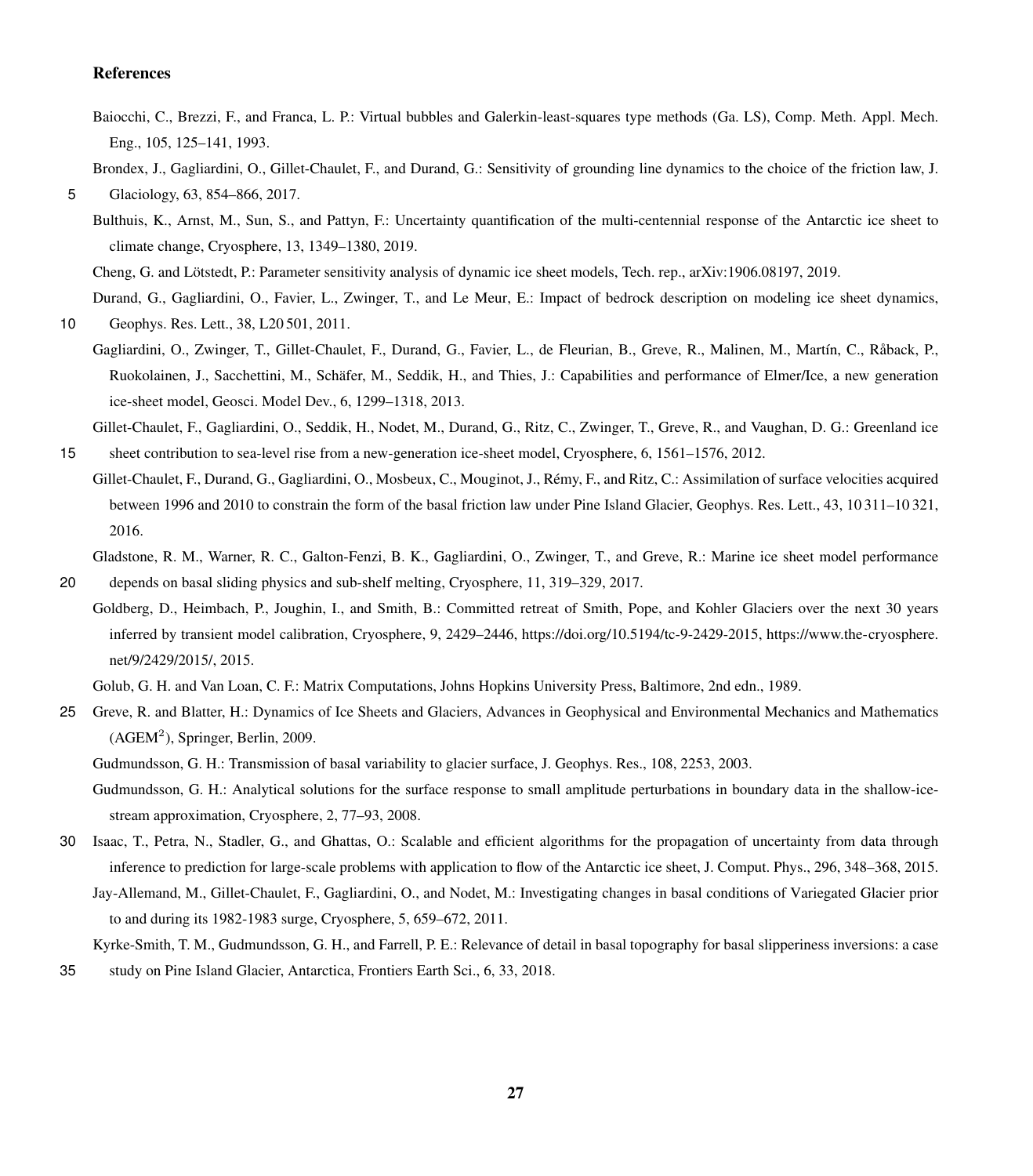## References

Baiocchi, C., Brezzi, F., and Franca, L. P.: Virtual bubbles and Galerkin-least-squares type methods (Ga. LS), Comp. Meth. Appl. Mech. Eng., 105, 125–141, 1993.

Brondex, J., Gagliardini, O., Gillet-Chaulet, F., and Durand, G.: Sensitivity of grounding line dynamics to the choice of the friction law, J. Glaciology, 63, 854–866, 2017.

Bulthuis, K., Arnst, M., Sun, S., and Pattyn, F.: Uncertainty quantification of the multi-centennial response of the Antarctic ice sheet to climate change, Cryosphere, 13, 1349–1380, 2019.

Cheng, G. and Lötstedt, P.: Parameter sensitivity analysis of dynamic ice sheet models, Tech. rep., arXiv:1906.08197, 2019.

Durand, G., Gagliardini, O., Favier, L., Zwinger, T., and Le Meur, E.: Impact of bedrock description on modeling ice sheet dynamics, Geophys. Res. Lett., 38, L20 501, 2011.

Gagliardini, O., Zwinger, T., Gillet-Chaulet, F., Durand, G., Favier, L., de Fleurian, B., Greve, R., Malinen, M., Martín, C., Råback, P., Ruokolainen, J., Sacchettini, M., Schäfer, M., Seddik, H., and Thies, J.: Capabilities and performance of Elmer/Ice, a new generation ice-sheet model, Geosci. Model Dev., 6, 1299–1318, 2013.

Gillet-Chaulet, F., Gagliardini, O., Seddik, H., Nodet, M., Durand, G., Ritz, C., Zwinger, T., Greve, R., and Vaughan, D. G.: Greenland ice sheet contribution to sea-level rise from a new-generation ice-sheet model, Cryosphere, 6, 1561–1576, 2012.

Gillet-Chaulet, F., Durand, G., Gagliardini, O., Mosbeux, C., Mouginot, J., Rémy, F., and Ritz, C.: Assimilation of surface velocities acquired between 1996 and 2010 to constrain the form of the basal friction law under Pine Island Glacier, Geophys. Res. Lett., 43, 10 311–10 321, 2016.

Gladstone, R. M., Warner, R. C., Galton-Fenzi, B. K., Gagliardini, O., Zwinger, T., and Greve, R.: Marine ice sheet model performance depends on basal sliding physics and sub-shelf melting, Cryosphere, 11, 319–329, 2017.

Goldberg, D., Heimbach, P., Joughin, I., and Smith, B.: Committed retreat of Smith, Pope, and Kohler Glaciers over the next 30 years inferred by transient model calibration, Cryosphere, 9, 2429–2446, https://doi.org/10.5194/tc-9-2429-2015, https://www.the-cryosphere.net/9/2429/2015/, 2015.

Golub, G. H. and Van Loan, C. F.: Matrix Computations, Johns Hopkins University Press, Baltimore, 2nd edn., 1989.

Greve, R. and Blatter, H.: Dynamics of Ice Sheets and Glaciers, Advances in Geophysical and Environmental Mechanics and Mathematics (AGEM$^2$), Springer, Berlin, 2009.

Gudmundsson, G. H.: Transmission of basal variability to glacier surface, J. Geophys. Res., 108, 2253, 2003.

Gudmundsson, G. H.: Analytical solutions for the surface response to small amplitude perturbations in boundary data in the shallow-ice-stream approximation, Cryosphere, 2, 77–93, 2008.

Isaac, T., Petra, N., Stadler, G., and Ghattas, O.: Scalable and efficient algorithms for the propagation of uncertainty from data through inference to prediction for large-scale problems with application to flow of the Antarctic ice sheet, J. Comput. Phys., 296, 348–368, 2015.

Jay-Allemand, M., Gillet-Chaulet, F., Gagliardini, O., and Nodet, M.: Investigating changes in basal conditions of Variegated Glacier prior to and during its 1982-1983 surge, Cryosphere, 5, 659–672, 2011.

Kyrke-Smith, T. M., Gudmundsson, G. H., and Farrell, P. E.: Relevance of detail in basal topography for basal slipperiness inversions: a case study on Pine Island Glacier, Antarctica, Frontiers Earth Sci., 6, 33, 2018.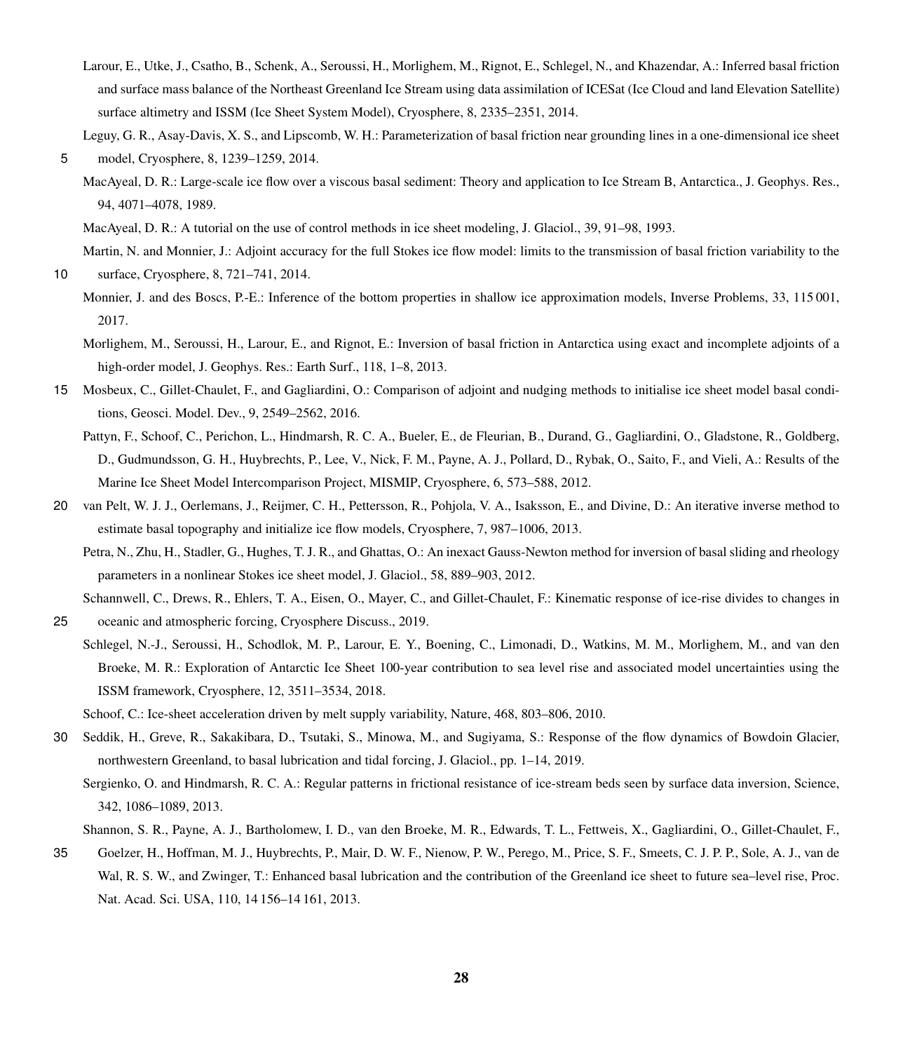Larour, E., Utke, J., Csatho, B., Schenk, A., Seroussi, H., Morlighem, M., Rignot, E., Schlegel, N., and Khazendar, A.: Inferred basal friction and surface mass balance of the Northeast Greenland Ice Stream using data assimilation of ICESat (Ice Cloud and land Elevation Satellite) surface altimetry and ISSM (Ice Sheet System Model), Cryosphere, 8, 2335–2351, 2014.

Leguy, G. R., Asay-Davis, X. S., and Lipscomb, W. H.: Parameterization of basal friction near grounding lines in a one-dimensional ice sheet model, Cryosphere, 8, 1239–1259, 2014.

MacAyeal, D. R.: Large-scale ice flow over a viscous basal sediment: Theory and application to Ice Stream B, Antarctica., J. Geophys. Res., 94, 4071–4078, 1989.

MacAyeal, D. R.: A tutorial on the use of control methods in ice sheet modeling, J. Glaciol., 39, 91–98, 1993.

Martin, N. and Monnier, J.: Adjoint accuracy for the full Stokes ice flow model: limits to the transmission of basal friction variability to the surface, Cryosphere, 8, 721–741, 2014.

Monnier, J. and des Boscs, P.-E.: Inference of the bottom properties in shallow ice approximation models, Inverse Problems, 33, 115 001, 2017.

Morlighem, M., Seroussi, H., Larour, E., and Rignot, E.: Inversion of basal friction in Antarctica using exact and incomplete adjoints of a high-order model, J. Geophys. Res.: Earth Surf., 118, 1–8, 2013.

Mosbeux, C., Gillet-Chaulet, F., and Gagliardini, O.: Comparison of adjoint and nudging methods to initialise ice sheet model basal conditions, Geosci. Model. Dev., 9, 2549–2562, 2016.

Pattyn, F., Schoof, C., Perichon, L., Hindmarsh, R. C. A., Bueler, E., de Fleurian, B., Durand, G., Gagliardini, O., Gladstone, R., Goldberg, D., Gudmundsson, G. H., Huybrechts, P., Lee, V., Nick, F. M., Payne, A. J., Pollard, D., Rybak, O., Saito, F., and Vieli, A.: Results of the Marine Ice Sheet Model Intercomparison Project, MISMIP, Cryosphere, 6, 573–588, 2012.

van Pelt, W. J. J., Oerlemans, J., Reijmer, C. H., Pettersson, R., Pohjola, V. A., Isaksson, E., and Divine, D.: An iterative inverse method to estimate basal topography and initialize ice flow models, Cryosphere, 7, 987–1006, 2013.

Petra, N., Zhu, H., Stadler, G., Hughes, T. J. R., and Ghattas, O.: An inexact Gauss-Newton method for inversion of basal sliding and rheology parameters in a nonlinear Stokes ice sheet model, J. Glaciol., 58, 889–903, 2012.

Schannwell, C., Drews, R., Ehlers, T. A., Eisen, O., Mayer, C., and Gillet-Chaulet, F.: Kinematic response of ice-rise divides to changes in oceanic and atmospheric forcing, Cryosphere Discuss., 2019.

Schlegel, N.-J., Seroussi, H., Schodlok, M. P., Larour, E. Y., Boening, C., Limonadi, D., Watkins, M. M., Morlighem, M., and van den Broeke, M. R.: Exploration of Antarctic Ice Sheet 100-year contribution to sea level rise and associated model uncertainties using the ISSM framework, Cryosphere, 12, 3511–3534, 2018.

Schoof, C.: Ice-sheet acceleration driven by melt supply variability, Nature, 468, 803–806, 2010.

Seddik, H., Greve, R., Sakakibara, D., Tsutaki, S., Minowa, M., and Sugiyama, S.: Response of the flow dynamics of Bowdoin Glacier, northwestern Greenland, to basal lubrication and tidal forcing, J. Glaciol., pp. 1–14, 2019.

Sergienko, O. and Hindmarsh, R. C. A.: Regular patterns in frictional resistance of ice-stream beds seen by surface data inversion, Science, 342, 1086–1089, 2013.

Shannon, S. R., Payne, A. J., Bartholomew, I. D., van den Broeke, M. R., Edwards, T. L., Fettweis, X., Gagliardini, O., Gillet-Chaulet, F., Goelzer, H., Hoffman, M. J., Huybrechts, P., Mair, D. W. F., Nienow, P. W., Perego, M., Price, S. F., Smeets, C. J. P. P., Sole, A. J., van de Wal, R. S. W., and Zwinger, T.: Enhanced basal lubrication and the contribution of the Greenland ice sheet to future sea–level rise, Proc. Nat. Acad. Sci. USA, 110, 14 156–14 161, 2013.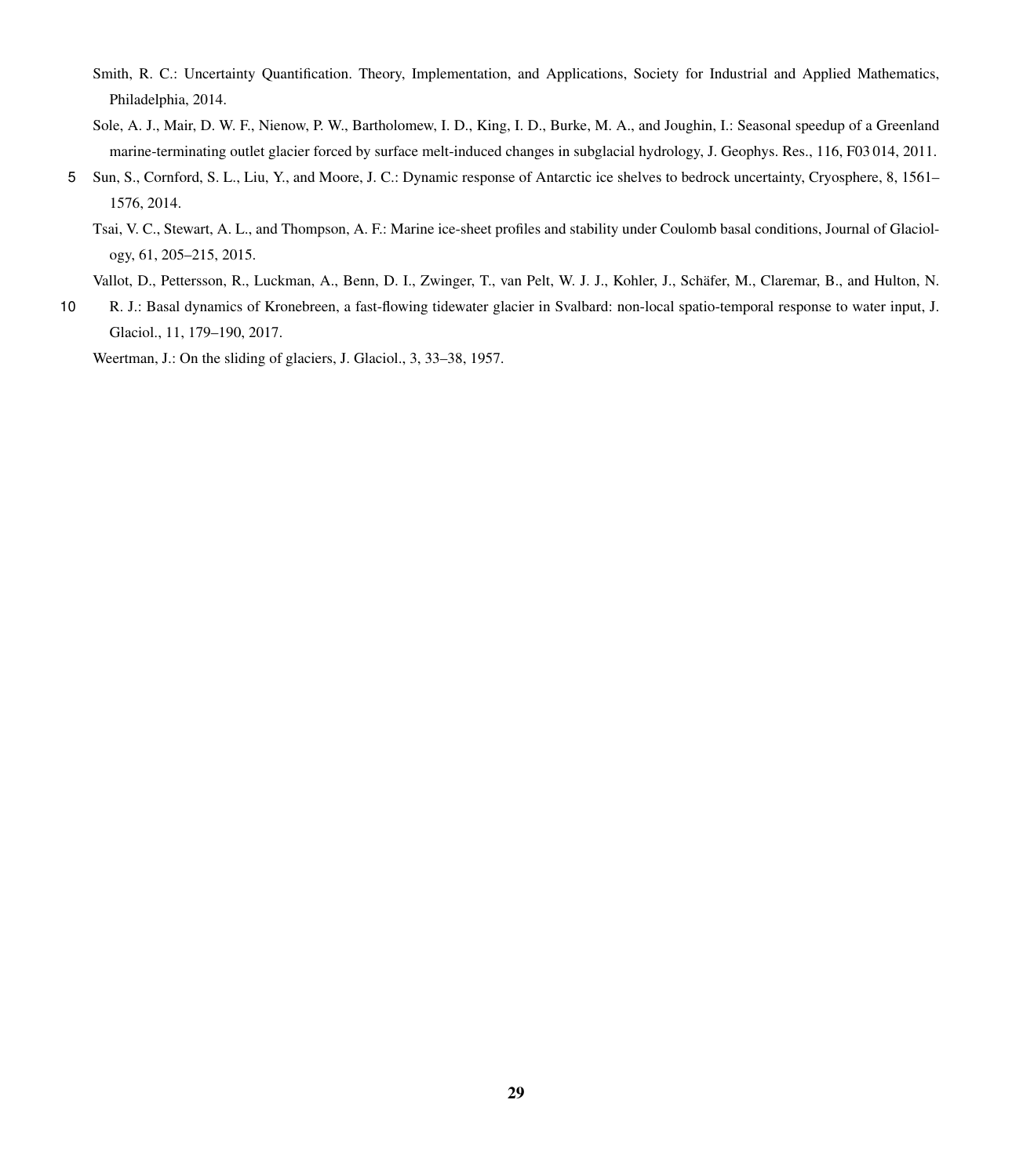Smith, R. C.: Uncertainty Quantification. Theory, Implementation, and Applications, Society for Industrial and Applied Mathematics, Philadelphia, 2014.

Sole, A. J., Mair, D. W. F., Nienow, P. W., Bartholomew, I. D., King, I. D., Burke, M. A., and Joughin, I.: Seasonal speedup of a Greenland marine-terminating outlet glacier forced by surface melt-induced changes in subglacial hydrology, J. Geophys. Res., 116, F03 014, 2011.

Sun, S., Cornford, S. L., Liu, Y., and Moore, J. C.: Dynamic response of Antarctic ice shelves to bedrock uncertainty, Cryosphere, 8, 1561–1576, 2014.

Tsai, V. C., Stewart, A. L., and Thompson, A. F.: Marine ice-sheet profiles and stability under Coulomb basal conditions, Journal of Glaciology, 61, 205–215, 2015.

Vallot, D., Pettersson, R., Luckman, A., Benn, D. I., Zwinger, T., van Pelt, W. J. J., Kohler, J., Schäfer, M., Claremar, B., and Hulton, N. R. J.: Basal dynamics of Kronebreen, a fast-flowing tidewater glacier in Svalbard: non-local spatio-temporal response to water input, J. Glaciol., 11, 179–190, 2017.

Weertman, J.: On the sliding of glaciers, J. Glaciol., 3, 33–38, 1957.